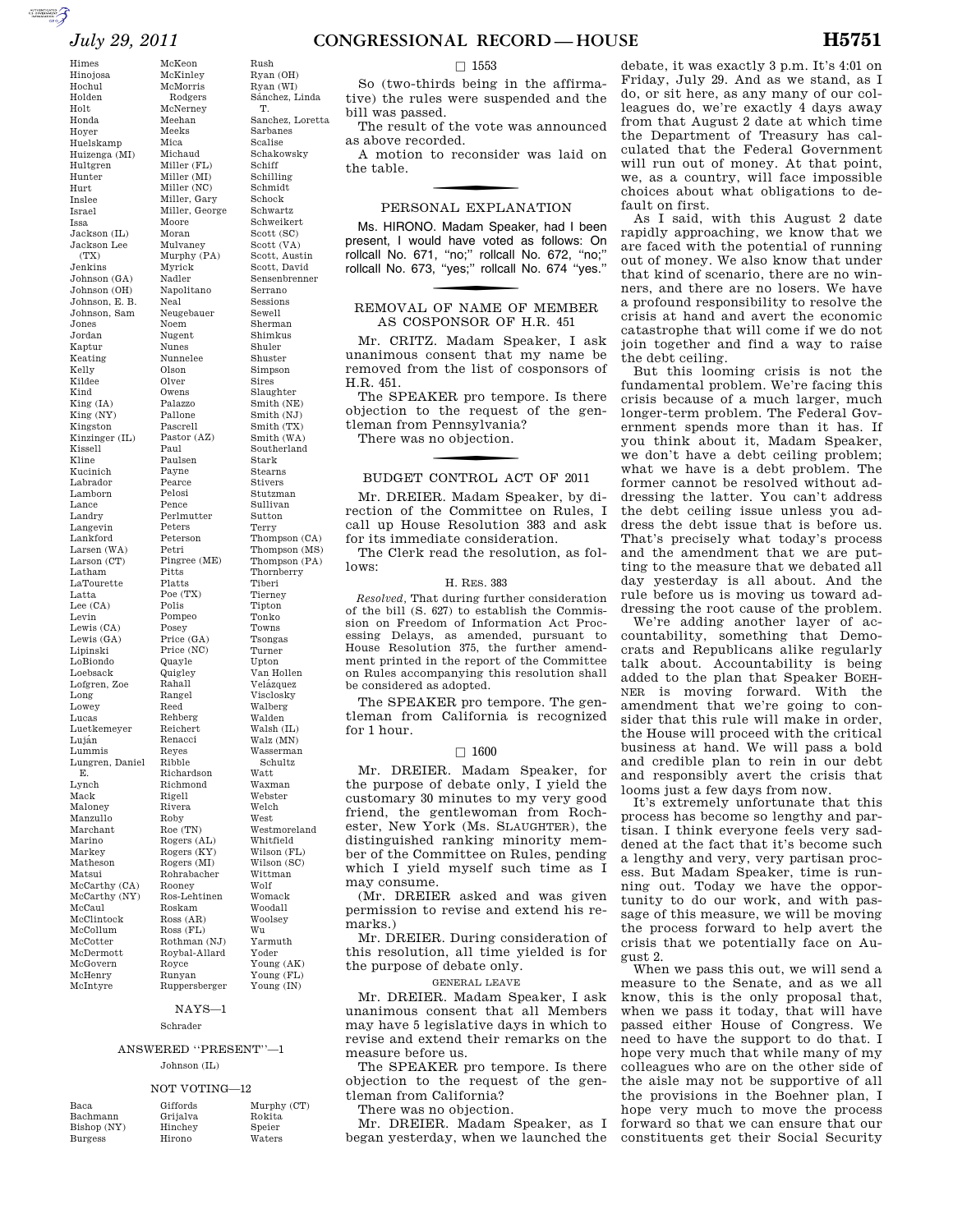Himes
Hinojosa
Hochul
Holden
Holt
Honda
Hoyer
Huelskamp
Huizenga (MI)
Hultgren
Hunter
Hurt
Inslee
Israel
Issa
Jackson (IL)
Jackson Lee (TX)
Jenkins
Johnson (GA)
Johnson (OH)
Johnson, E. B.
Johnson, Sam
Jones
Jordan
Kaptur
Keating
Kelly
Kildee
Kind
King (IA)
King (NY)
Kingston
Kinzinger (IL)
Kissell
Kline
Kucinich
Labrador
Lamborn
Lance
Landry
Langevin
Lankford
Larsen (WA)
Larson (CT)
Latham
LaTourette
Latta
Lee (CA)
Levin
Lewis (CA)
Lewis (GA)
Lipinski
LoBiondo
Loebsack
Lofgren, Zoe
Long
Lowey
Lucas
Luetkemeyer
Luján
Lummis
Lungren, Daniel E.
Lynch
Mack
Maloney
Manzullo
Marchant
Marino
Markey
Matheson
Matsui
McCarthy (CA)
McCarthy (NY)
McCaul
McClintock
McCollum
McCotter
McDermott
McGovern
McHenry
McIntyre
McKeon
McKinley
McMorris Rodgers
McNerney
Meehan
Meeks
Mica
Michaud
Miller (FL)
Miller (MI)
Miller (NC)
Miller, Gary
Miller, George
Moore
Moran
Mulvaney
Murphy (PA)
Myrick
Nadler
Napolitano
Neal
Neugebauer
Noem
Nugent
Nunes
Nunnelee
Olson
Olver
Owens
Palazzo
Pallone
Pascrell
Pastor (AZ)
Paul
Paulsen
Payne
Pearce
Pelosi
Pence
Perlmutter
Peters
Peterson
Petri
Pingree (ME)
Pitts
Platts
Poe (TX)
Polis
Pompeo
Posey
Price (GA)
Price (NC)
Quayle
Quigley
Rahall
Rangel
Reed
Rehberg
Reichert
Renacci
Reyes
Ribble
Richardson
Richmond
Rigell
Rivera
Roby
Roe (TN)
Rogers (AL)
Rogers (KY)
Rogers (MI)
Rohrabacher
Rooney
Ros-Lehtinen
Roskam
Ross (AR)
Ross (FL)
Rothman (NJ)
Roybal-Allard
Royce
Runyan
Ruppersberger
Rush
Ryan (OH)
Ryan (WI)
Sánchez, Linda T.
Sanchez, Loretta
Sarbanes
Scalise
Schakowsky
Schiff
Schilling
Schmidt
Schock
Schwartz
Schweikert
Scott (SC)
Scott (VA)
Scott, Austin
Scott, David
Sensenbrenner
Serrano
Sessions
Sewell
Sherman
Shimkus
Shuler
Shuster
Simpson
Sires
Slaughter
Smith (NE)
Smith (NJ)
Smith (TX)
Smith (WA)
Southerland
Stark
Stearns
Stivers
Stutzman
Sullivan
Sutton
Terry
Thompson (CA)
Thompson (MS)
Thompson (PA)
Thornberry
Tiberi
Tierney
Tipton
Tonko
Towns
Tsongas
Turner
Upton
Van Hollen
Velázquez
Visclosky
Walberg
Walden
Walsh (IL)
Walz (MN)
Wasserman Schultz
Watt
Waxman
Webster
Welch
West
Westmoreland
Whitfield
Wilson (FL)
Wilson (SC)
Wittman
Wolf
Womack
Woodall
Woolsey
Wu
Yarmuth
Yoder
Young (AK)
Young (FL)
Young (IN)

NAYS—1

Schrader

ANSWERED "PRESENT"—1

Johnson (IL)

NOT VOTING—12

Baca
Bachmann
Bishop (NY)
Burgess
Giffords
Grijalva
Hinchey
Hirono
Murphy (CT)
Rokita
Speier
Waters

□ 1553

So (two-thirds being in the affirmative) the rules were suspended and the bill was passed.

The result of the vote was announced as above recorded.

A motion to reconsider was laid on the table.

## PERSONAL EXPLANATION

Ms. HIRONO. Madam Speaker, had I been present, I would have voted as follows: On rollcall No. 671, "no;" rollcall No. 672, "no;" rollcall No. 673, "yes;" rollcall No. 674 "yes."

## REMOVAL OF NAME OF MEMBER AS COSPONSOR OF H.R. 451

Mr. CRITZ. Madam Speaker, I ask unanimous consent that my name be removed from the list of cosponsors of H.R. 451.

The SPEAKER pro tempore. Is there objection to the request of the gentleman from Pennsylvania?

There was no objection.

## BUDGET CONTROL ACT OF 2011

Mr. DREIER. Madam Speaker, by direction of the Committee on Rules, I call up House Resolution 383 and ask for its immediate consideration.

The Clerk read the resolution, as follows:

H. RES. 383

*Resolved*, That during further consideration of the bill (S. 627) to establish the Commission on Freedom of Information Act Processing Delays, as amended, pursuant to House Resolution 375, the further amendment printed in the report of the Committee on Rules accompanying this resolution shall be considered as adopted.

The SPEAKER pro tempore. The gentleman from California is recognized for 1 hour.

□ 1600

Mr. DREIER. Madam Speaker, for the purpose of debate only, I yield the customary 30 minutes to my very good friend, the gentlewoman from Rochester, New York (Ms. SLAUGHTER), the distinguished ranking minority member of the Committee on Rules, pending which I yield myself such time as I may consume.

(Mr. DREIER asked and was given permission to revise and extend his remarks.)

Mr. DREIER. During consideration of this resolution, all time yielded is for the purpose of debate only.

GENERAL LEAVE

Mr. DREIER. Madam Speaker, I ask unanimous consent that all Members may have 5 legislative days in which to revise and extend their remarks on the measure before us.

The SPEAKER pro tempore. Is there objection to the request of the gentleman from California?

There was no objection.

Mr. DREIER. Madam Speaker, as I began yesterday, when we launched the debate, it was exactly 3 p.m. It's 4:01 on Friday, July 29. And as we stand, as I do, or sit here, as any many of our colleagues do, we're exactly 4 days away from that August 2 date at which time the Department of Treasury has calculated that the Federal Government will run out of money. At that point, we, as a country, will face impossible choices about what obligations to default on first.

As I said, with this August 2 date rapidly approaching, we know that we are faced with the potential of running out of money. We also know that under that kind of scenario, there are no winners, and there are no losers. We have a profound responsibility to resolve the crisis at hand and avert the economic catastrophe that will come if we do not join together and find a way to raise the debt ceiling.

But this looming crisis is not the fundamental problem. We're facing this crisis because of a much larger, much longer-term problem. The Federal Government spends more than it has. If you think about it, Madam Speaker, we don't have a debt ceiling problem; what we have is a debt problem. The former cannot be resolved without addressing the latter. You can't address the debt ceiling issue unless you address the debt issue that is before us. That's precisely what today's process and the amendment that we are putting to the measure that we debated all day yesterday is all about. And the rule before us is moving us toward addressing the root cause of the problem.

We're adding another layer of accountability, something that Democrats and Republicans alike regularly talk about. Accountability is being added to the plan that Speaker BOEHNER is moving forward. With the amendment that we're going to consider that this rule will make in order, the House will proceed with the critical business at hand. We will pass a bold and credible plan to rein in our debt and responsibly avert the crisis that looms just a few days from now.

It's extremely unfortunate that this process has become so lengthy and partisan. I think everyone feels very saddened at the fact that it's become such a lengthy and very, very partisan process. But Madam Speaker, time is running out. Today we have the opportunity to do our work, and with passage of this measure, we will be moving the process forward to help avert the crisis that we potentially face on August 2.

When we pass this out, we will send a measure to the Senate, and as we all know, this is the only proposal that, when we pass it today, that will have passed either House of Congress. We need to have the support to do that. I hope very much that while many of my colleagues who are on the other side of the aisle may not be supportive of all the provisions in the Boehner plan, I hope very much to move the process forward so that we can ensure that our constituents get their Social Security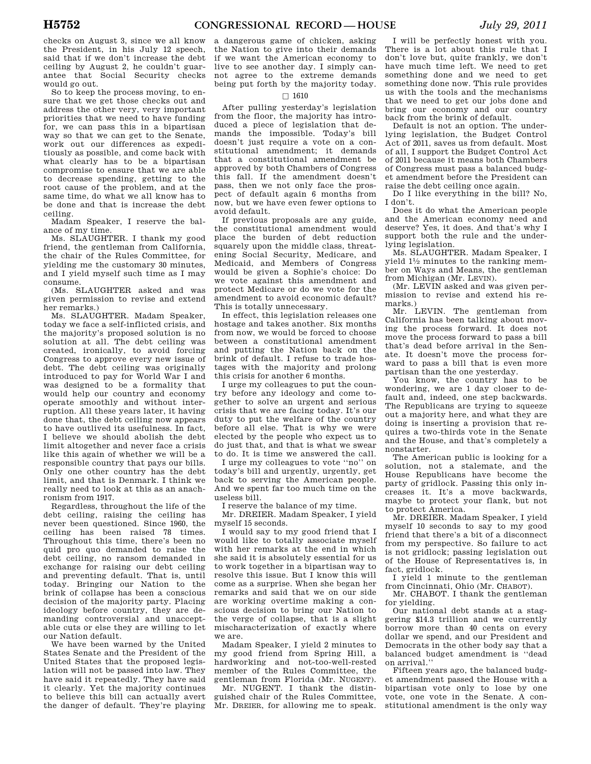checks on August 3, since we all know the President, in his July 12 speech, said that if we don't increase the debt ceiling by August 2, he couldn't guarantee that Social Security checks would go out.

So to keep the process moving, to ensure that we get those checks out and address the other very, very important priorities that we need to have funding for, we can pass this in a bipartisan way so that we can get to the Senate, work out our differences as expeditiously as possible, and come back with what clearly has to be a bipartisan compromise to ensure that we are able to decrease spending, getting to the root cause of the problem, and at the same time, do what we all know has to be done and that is increase the debt ceiling.

Madam Speaker, I reserve the balance of my time.

Ms. SLAUGHTER. I thank my good friend, the gentleman from California, the chair of the Rules Committee, for yielding me the customary 30 minutes, and I yield myself such time as I may consume.

(Ms. SLAUGHTER asked and was given permission to revise and extend her remarks.)

Ms. SLAUGHTER. Madam Speaker, today we face a self-inflicted crisis, and the majority's proposed solution is no solution at all. The debt ceiling was created, ironically, to avoid forcing Congress to approve every new issue of debt. The debt ceiling was originally introduced to pay for World War I and was designed to be a formality that would help our country and economy operate smoothly and without interruption. All these years later, it having done that, the debt ceiling now appears to have outlived its usefulness. In fact, I believe we should abolish the debt limit altogether and never face a crisis like this again of whether we will be a responsible country that pays our bills. Only one other country has the debt limit, and that is Denmark. I think we really need to look at this as an anachronism from 1917.

Regardless, throughout the life of the debt ceiling, raising the ceiling has never been questioned. Since 1960, the ceiling has been raised 78 times. Throughout this time, there's been no quid pro quo demanded to raise the debt ceiling, no ransom demanded in exchange for raising our debt ceiling and preventing default. That is, until today. Bringing our Nation to the brink of collapse has been a conscious decision of the majority party. Placing ideology before country, they are demanding controversial and unacceptable cuts or else they are willing to let our Nation default.

We have been warned by the United States Senate and the President of the United States that the proposed legislation will not be passed into law. They have said it repeatedly. They have said it clearly. Yet the majority continues to believe this bill can actually avert the danger of default. They're playing a dangerous game of chicken, asking the Nation to give into their demands if we want the American economy to live to see another day. I simply cannot agree to the extreme demands being put forth by the majority today.

□ 1610

After pulling yesterday's legislation from the floor, the majority has introduced a piece of legislation that demands the impossible. Today's bill doesn't just require a vote on a constitutional amendment; it demands that a constitutional amendment be approved by both Chambers of Congress this fall. If the amendment doesn't pass, then we not only face the prospect of default again 6 months from now, but we have even fewer options to avoid default.

If previous proposals are any guide, the constitutional amendment would place the burden of debt reduction squarely upon the middle class, threatening Social Security, Medicare, and Medicaid, and Members of Congress would be given a Sophie's choice: Do we vote against this amendment and protect Medicare or do we vote for the amendment to avoid economic default? This is totally unnecessary.

In effect, this legislation releases one hostage and takes another. Six months from now, we would be forced to choose between a constitutional amendment and putting the Nation back on the brink of default. I refuse to take hostages with the majority and prolong this crisis for another 6 months.

I urge my colleagues to put the country before any ideology and come together to solve an urgent and serious crisis that we are facing today. It's our duty to put the welfare of the country before all else. That is why we were elected by the people who expect us to do just that, and that is what we swear to do. It is time we answered the call.

I urge my colleagues to vote "no" on today's bill and urgently, urgently, get back to serving the American people. And we spent far too much time on the useless bill.

I reserve the balance of my time.

Mr. DREIER. Madam Speaker, I yield myself 15 seconds.

I would say to my good friend that I would like to totally associate myself with her remarks at the end in which she said it is absolutely essential for us to work together in a bipartisan way to resolve this issue. But I know this will come as a surprise. When she began her remarks and said that we on our side are working overtime making a conscious decision to bring our Nation to the verge of collapse, that is a slight mischaracterization of exactly where we are.

Madam Speaker, I yield 2 minutes to my good friend from Spring Hill, a hardworking and not-too-well-rested member of the Rules Committee, the gentleman from Florida (Mr. NUGENT).

Mr. NUGENT. I thank the distinguished chair of the Rules Committee, Mr. DREIER, for allowing me to speak.

I will be perfectly honest with you. There is a lot about this rule that I don't love but, quite frankly, we don't have much time left. We need to get something done and we need to get something done now. This rule provides us with the tools and the mechanisms that we need to get our jobs done and bring our economy and our country back from the brink of default.

Default is not an option. The underlying legislation, the Budget Control Act of 2011, saves us from default. Most of all, I support the Budget Control Act of 2011 because it means both Chambers of Congress must pass a balanced budget amendment before the President can raise the debt ceiling once again.

Do I like everything in the bill? No, I don't.

Does it do what the American people and the American economy need and deserve? Yes, it does. And that's why I support both the rule and the underlying legislation.

Ms. SLAUGHTER. Madam Speaker, I yield 1½ minutes to the ranking member on Ways and Means, the gentleman from Michigan (Mr. LEVIN).

(Mr. LEVIN asked and was given permission to revise and extend his remarks.)

Mr. LEVIN. The gentleman from California has been talking about moving the process forward. It does not move the process forward to pass a bill that's dead before arrival in the Senate. It doesn't move the process forward to pass a bill that is even more partisan than the one yesterday.

You know, the country has to be wondering, we are 1 day closer to default and, indeed, one step backwards. The Republicans are trying to squeeze out a majority here, and what they are doing is inserting a provision that requires a two-thirds vote in the Senate and the House, and that's completely a nonstarter.

The American public is looking for a solution, not a stalemate, and the House Republicans have become the party of gridlock. Passing this only increases it. It's a move backwards, maybe to protect your flank, but not to protect America.

Mr. DREIER. Madam Speaker, I yield myself 10 seconds to say to my good friend that there's a bit of a disconnect from my perspective. So failure to act is not gridlock; passing legislation out of the House of Representatives is, in fact, gridlock.

I yield 1 minute to the gentleman from Cincinnati, Ohio (Mr. CHABOT).

Mr. CHABOT. I thank the gentleman for yielding.

Our national debt stands at a staggering $14.3 trillion and we currently borrow more than 40 cents on every dollar we spend, and our President and Democrats in the other body say that a balanced budget amendment is "dead on arrival."

Fifteen years ago, the balanced budget amendment passed the House with a bipartisan vote only to lose by one vote, one vote in the Senate. A constitutional amendment is the only way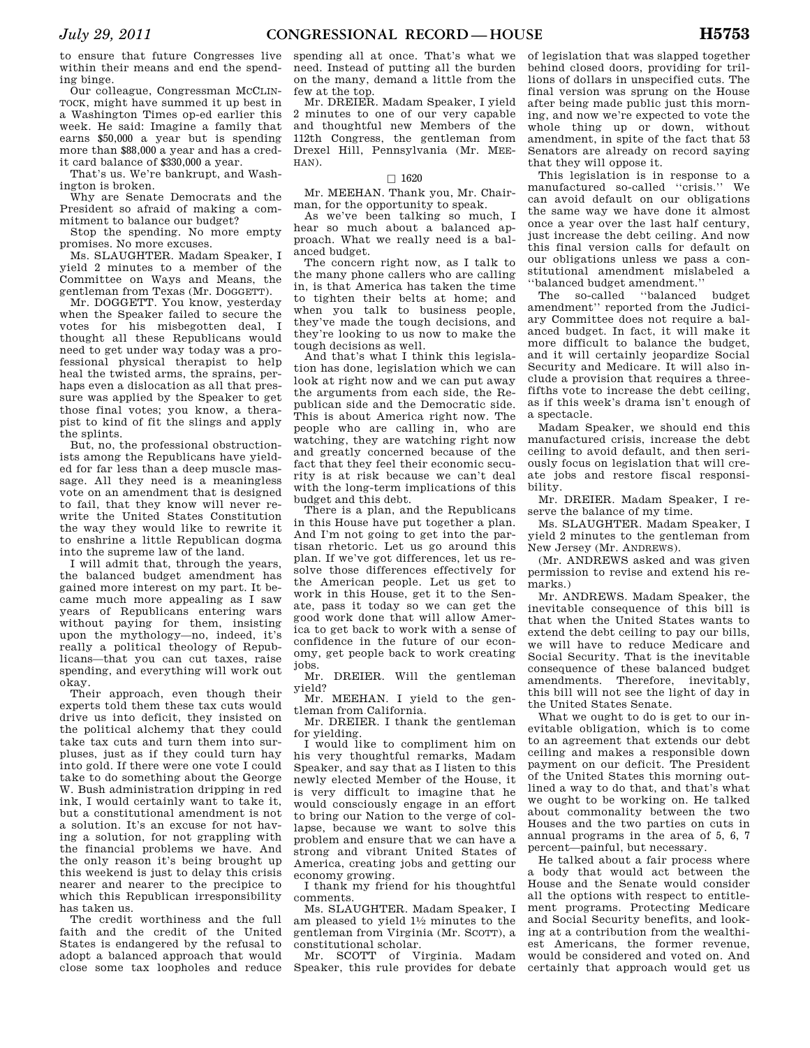to ensure that future Congresses live within their means and end the spending binge.

Our colleague, Congressman McCLINTOCK, might have summed it up best in a Washington Times op-ed earlier this week. He said: Imagine a family that earns $50,000 a year but is spending more than $88,000 a year and has a credit card balance of $330,000 a year.

That's us. We're bankrupt, and Washington is broken.

Why are Senate Democrats and the President so afraid of making a commitment to balance our budget?

Stop the spending. No more empty promises. No more excuses.

Ms. SLAUGHTER. Madam Speaker, I yield 2 minutes to a member of the Committee on Ways and Means, the gentleman from Texas (Mr. DOGGETT).

Mr. DOGGETT. You know, yesterday when the Speaker failed to secure the votes for his misbegotten deal, I thought all these Republicans would need to get under way today was a professional physical therapist to help heal the twisted arms, the sprains, perhaps even a dislocation as all that pressure was applied by the Speaker to get those final votes; you know, a therapist to kind of fit the slings and apply the splints.

But, no, the professional obstructionists among the Republicans have yielded for far less than a deep muscle massage. All they need is a meaningless vote on an amendment that is designed to fail, that they know will never rewrite the United States Constitution the way they would like to rewrite it to enshrine a little Republican dogma into the supreme law of the land.

I will admit that, through the years, the balanced budget amendment has gained more interest on my part. It became much more appealing as I saw years of Republicans entering wars without paying for them, insisting upon the mythology—no, indeed, it's really a political theology of Republicans—that you can cut taxes, raise spending, and everything will work out okay.

Their approach, even though their experts told them these tax cuts would drive us into deficit, they insisted on the political alchemy that they could take tax cuts and turn them into surpluses, just as if they could turn hay into gold. If there were one vote I could take to do something about the George W. Bush administration dripping in red ink, I would certainly want to take it, but a constitutional amendment is not a solution. It's an excuse for not having a solution, for not grappling with the financial problems we have. And the only reason it's being brought up this weekend is just to delay this crisis nearer and nearer to the precipice to which this Republican irresponsibility has taken us.

The credit worthiness and the full faith and the credit of the United States is endangered by the refusal to adopt a balanced approach that would close some tax loopholes and reduce spending all at once. That's what we need. Instead of putting all the burden on the many, demand a little from the few at the top.

Mr. DREIER. Madam Speaker, I yield 2 minutes to one of our very capable and thoughtful new Members of the 112th Congress, the gentleman from Drexel Hill, Pennsylvania (Mr. MEEHAN).

□ 1620

Mr. MEEHAN. Thank you, Mr. Chairman, for the opportunity to speak.

As we've been talking so much, I hear so much about a balanced approach. What we really need is a balanced budget.

The concern right now, as I talk to the many phone callers who are calling in, is that America has taken the time to tighten their belts at home; and when you talk to business people, they've made the tough decisions, and they're looking to us now to make the tough decisions as well.

And that's what I think this legislation has done, legislation which we can look at right now and we can put away the arguments from each side, the Republican side and the Democratic side. This is about America right now. The people who are calling in, who are watching, they are watching right now and greatly concerned because of the fact that they feel their economic security is at risk because we can't deal with the long-term implications of this budget and this debt.

There is a plan, and the Republicans in this House have put together a plan. And I'm not going to get into the partisan rhetoric. Let us go around this plan. If we've got differences, let us resolve those differences effectively for the American people. Let us get to work in this House, get it to the Senate, pass it today so we can get the good work done that will allow America to get back to work with a sense of confidence in the future of our economy, get people back to work creating jobs.

Mr. DREIER. Will the gentleman yield?

Mr. MEEHAN. I yield to the gentleman from California.

Mr. DREIER. I thank the gentleman for yielding.

I would like to compliment him on his very thoughtful remarks, Madam Speaker, and say that as I listen to this newly elected Member of the House, it is very difficult to imagine that he would consciously engage in an effort to bring our Nation to the verge of collapse, because we want to solve this problem and ensure that we can have a strong and vibrant United States of America, creating jobs and getting our economy growing.

I thank my friend for his thoughtful comments.

Ms. SLAUGHTER. Madam Speaker, I am pleased to yield 1½ minutes to the gentleman from Virginia (Mr. SCOTT), a constitutional scholar.

Mr. SCOTT of Virginia. Madam Speaker, this rule provides for debate of legislation that was slapped together behind closed doors, providing for trillions of dollars in unspecified cuts. The final version was sprung on the House after being made public just this morning, and now we're expected to vote the whole thing up or down, without amendment, in spite of the fact that 53 Senators are already on record saying that they will oppose it.

This legislation is in response to a manufactured so-called ''crisis.'' We can avoid default on our obligations the same way we have done it almost once a year over the last half century, just increase the debt ceiling. And now this final version calls for default on our obligations unless we pass a constitutional amendment mislabeled a ''balanced budget amendment.''

The so-called ''balanced budget amendment'' reported from the Judiciary Committee does not require a balanced budget. In fact, it will make it more difficult to balance the budget, and it will certainly jeopardize Social Security and Medicare. It will also include a provision that requires a three-fifths vote to increase the debt ceiling, as if this week's drama isn't enough of a spectacle.

Madam Speaker, we should end this manufactured crisis, increase the debt ceiling to avoid default, and then seriously focus on legislation that will create jobs and restore fiscal responsibility.

Mr. DREIER. Madam Speaker, I reserve the balance of my time.

Ms. SLAUGHTER. Madam Speaker, I yield 2 minutes to the gentleman from New Jersey (Mr. ANDREWS).

(Mr. ANDREWS asked and was given permission to revise and extend his remarks.)

Mr. ANDREWS. Madam Speaker, the inevitable consequence of this bill is that when the United States wants to extend the debt ceiling to pay our bills, we will have to reduce Medicare and Social Security. That is the inevitable consequence of these balanced budget amendments. Therefore, inevitably, this bill will not see the light of day in the United States Senate.

What we ought to do is get to our inevitable obligation, which is to come to an agreement that extends our debt ceiling and makes a responsible down payment on our deficit. The President of the United States this morning outlined a way to do that, and that's what we ought to be working on. He talked about commonality between the two Houses and the two parties on cuts in annual programs in the area of 5, 6, 7 percent—painful, but necessary.

He talked about a fair process where a body that would act between the House and the Senate would consider all the options with respect to entitlement programs. Protecting Medicare and Social Security benefits, and looking at a contribution from the wealthiest Americans, the former revenue, would be considered and voted on. And certainly that approach would get us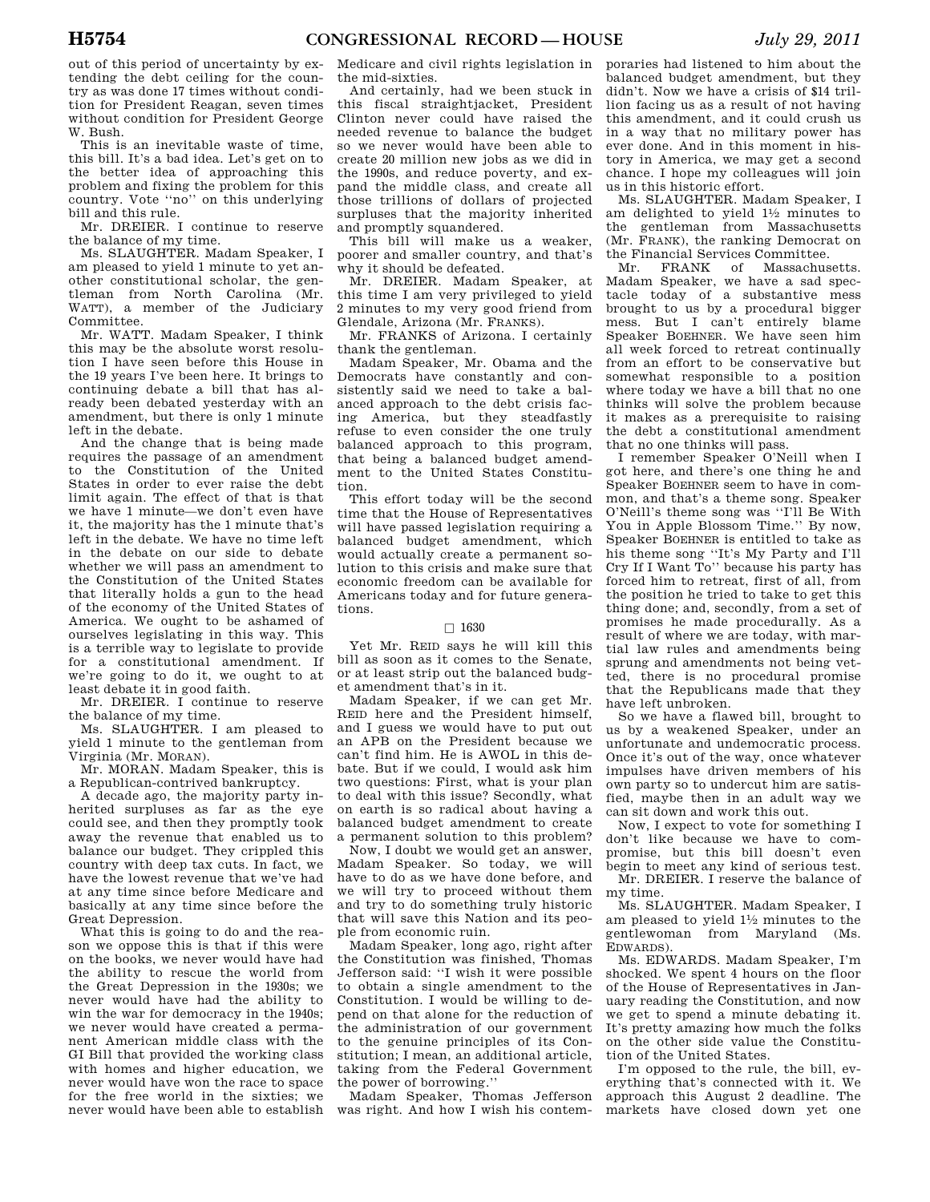out of this period of uncertainty by extending the debt ceiling for the country as was done 17 times without condition for President Reagan, seven times without condition for President George W. Bush.

This is an inevitable waste of time, this bill. It's a bad idea. Let's get on to the better idea of approaching this problem and fixing the problem for this country. Vote "no" on this underlying bill and this rule.

Mr. DREIER. I continue to reserve the balance of my time.

Ms. SLAUGHTER. Madam Speaker, I am pleased to yield 1 minute to yet another constitutional scholar, the gentleman from North Carolina (Mr. WATT), a member of the Judiciary Committee.

Mr. WATT. Madam Speaker, I think this may be the absolute worst resolution I have seen before this House in the 19 years I've been here. It brings to continuing debate a bill that has already been debated yesterday with an amendment, but there is only 1 minute left in the debate.

And the change that is being made requires the passage of an amendment to the Constitution of the United States in order to ever raise the debt limit again. The effect of that is that we have 1 minute—we don't even have it, the majority has the 1 minute that's left in the debate. We have no time left in the debate on our side to debate whether we will pass an amendment to the Constitution of the United States that literally holds a gun to the head of the economy of the United States of America. We ought to be ashamed of ourselves legislating in this way. This is a terrible way to legislate to provide for a constitutional amendment. If we're going to do it, we ought to at least debate it in good faith.

Mr. DREIER. I continue to reserve the balance of my time.

Ms. SLAUGHTER. I am pleased to yield 1 minute to the gentleman from Virginia (Mr. MORAN).

Mr. MORAN. Madam Speaker, this is a Republican-contrived bankruptcy.

A decade ago, the majority party inherited surpluses as far as the eye could see, and then they promptly took away the revenue that enabled us to balance our budget. They crippled this country with deep tax cuts. In fact, we have the lowest revenue that we've had at any time since before Medicare and basically at any time since before the Great Depression.

What this is going to do and the reason we oppose this is that if this were on the books, we never would have had the ability to rescue the world from the Great Depression in the 1930s; we never would have had the ability to win the war for democracy in the 1940s; we never would have created a permanent American middle class with the GI Bill that provided the working class with homes and higher education, we never would have won the race to space for the free world in the sixties; we never would have been able to establish Medicare and civil rights legislation in the mid-sixties.

And certainly, had we been stuck in this fiscal straightjacket, President Clinton never could have raised the needed revenue to balance the budget so we never would have been able to create 20 million new jobs as we did in the 1990s, and reduce poverty, and expand the middle class, and create all those trillions of dollars of projected surpluses that the majority inherited and promptly squandered.

This bill will make us a weaker, poorer and smaller country, and that's why it should be defeated.

Mr. DREIER. Madam Speaker, at this time I am very privileged to yield 2 minutes to my very good friend from Glendale, Arizona (Mr. FRANKS).

Mr. FRANKS of Arizona. I certainly thank the gentleman.

Madam Speaker, Mr. Obama and the Democrats have constantly and consistently said we need to take a balanced approach to the debt crisis facing America, but they steadfastly refuse to even consider the one truly balanced approach to this program, that being a balanced budget amendment to the United States Constitution.

This effort today will be the second time that the House of Representatives will have passed legislation requiring a balanced budget amendment, which would actually create a permanent solution to this crisis and make sure that economic freedom can be available for Americans today and for future generations.

□ 1630

Yet Mr. REID says he will kill this bill as soon as it comes to the Senate, or at least strip out the balanced budget amendment that's in it.

Madam Speaker, if we can get Mr. REID here and the President himself, and I guess we would have to put out an APB on the President because we can't find him. He is AWOL in this debate. But if we could, I would ask him two questions: First, what is your plan to deal with this issue? Secondly, what on earth is so radical about having a balanced budget amendment to create a permanent solution to this problem?

Now, I doubt we would get an answer, Madam Speaker. So today, we will have to do as we have done before, and we will try to proceed without them and try to do something truly historic that will save this Nation and its people from economic ruin.

Madam Speaker, long ago, right after the Constitution was finished, Thomas Jefferson said: "I wish it were possible to obtain a single amendment to the Constitution. I would be willing to depend on that alone for the reduction of the administration of our government to the genuine principles of its Constitution; I mean, an additional article, taking from the Federal Government the power of borrowing."

Madam Speaker, Thomas Jefferson was right. And how I wish his contemporaries had listened to him about the balanced budget amendment, but they didn't. Now we have a crisis of $14 trillion facing us as a result of not having this amendment, and it could crush us in a way that no military power has ever done. And in this moment in history in America, we may get a second chance. I hope my colleagues will join us in this historic effort.

Ms. SLAUGHTER. Madam Speaker, I am delighted to yield 1½ minutes to the gentleman from Massachusetts (Mr. FRANK), the ranking Democrat on the Financial Services Committee.

Mr. FRANK of Massachusetts. Madam Speaker, we have a sad spectacle today of a substantive mess brought to us by a procedural bigger mess. But I can't entirely blame Speaker BOEHNER. We have seen him all week forced to retreat continually from an effort to be conservative but somewhat responsible to a position where today we have a bill that no one thinks will solve the problem because it makes as a prerequisite to raising the debt a constitutional amendment that no one thinks will pass.

I remember Speaker O'Neill when I got here, and there's one thing he and Speaker BOEHNER seem to have in common, and that's a theme song. Speaker O'Neill's theme song was "I'll Be With You in Apple Blossom Time." By now, Speaker BOEHNER is entitled to take as his theme song "It's My Party and I'll Cry If I Want To" because his party has forced him to retreat, first of all, from the position he tried to take to get this thing done; and, secondly, from a set of promises he made procedurally. As a result of where we are today, with martial law rules and amendments being sprung and amendments not being vetted, there is no procedural promise that the Republicans made that they have left unbroken.

So we have a flawed bill, brought to us by a weakened Speaker, under an unfortunate and undemocratic process. Once it's out of the way, once whatever impulses have driven members of his own party so to undercut him are satisfied, maybe then in an adult way we can sit down and work this out.

Now, I expect to vote for something I don't like because we have to compromise, but this bill doesn't even begin to meet any kind of serious test.

Mr. DREIER. I reserve the balance of my time.

Ms. SLAUGHTER. Madam Speaker, I am pleased to yield 1½ minutes to the gentlewoman from Maryland (Ms. EDWARDS).

Ms. EDWARDS. Madam Speaker, I'm shocked. We spent 4 hours on the floor of the House of Representatives in January reading the Constitution, and now we get to spend a minute debating it. It's pretty amazing how much the folks on the other side value the Constitution of the United States.

I'm opposed to the rule, the bill, everything that's connected with it. We approach this August 2 deadline. The markets have closed down yet one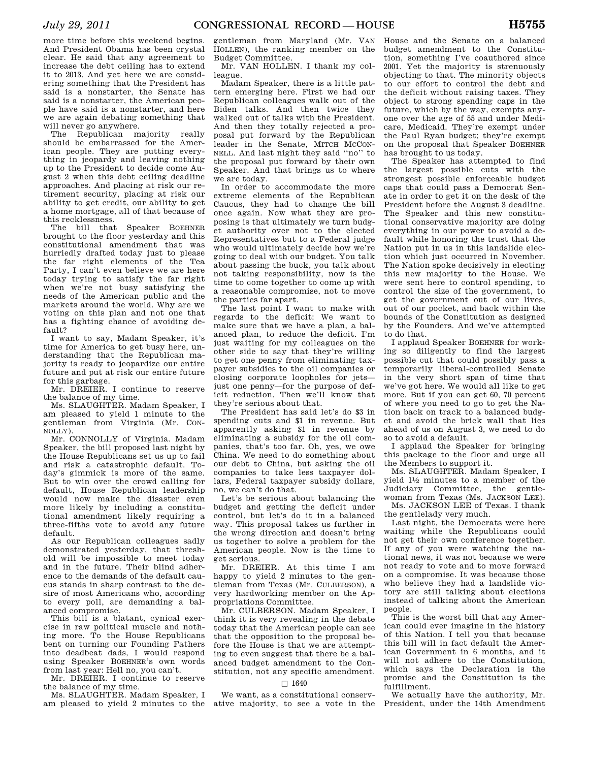more time before this weekend begins. And President Obama has been crystal clear. He said that any agreement to increase the debt ceiling has to extend it to 2013. And yet here we are considering something that the President has said is a nonstarter, the Senate has said is a nonstarter, the American people have said is a nonstarter, and here we are again debating something that will never go anywhere.

The Republican majority really should be embarrassed for the American people. They are putting everything in jeopardy and leaving nothing up to the President to decide come August 2 when this debt ceiling deadline approaches. And placing at risk our retirement security, placing at risk our ability to get credit, our ability to get a home mortgage, all of that because of this recklessness.

The bill that Speaker BOEHNER brought to the floor yesterday and this constitutional amendment that was hurriedly drafted today just to please the far right elements of the Tea Party, I can't even believe we are here today trying to satisfy the far right when we're not busy satisfying the needs of the American public and the markets around the world. Why are we voting on this plan and not one that has a fighting chance of avoiding default?

I want to say, Madam Speaker, it's time for America to get busy here, understanding that the Republican majority is ready to jeopardize our entire future and put at risk our entire future for this garbage.

Mr. DREIER. I continue to reserve the balance of my time.

Ms. SLAUGHTER. Madam Speaker, I am pleased to yield 1 minute to the gentleman from Virginia (Mr. CONNOLLY).

Mr. CONNOLLY of Virginia. Madam Speaker, the bill proposed last night by the House Republicans set us up to fail and risk a catastrophic default. Today's gimmick is more of the same. But to win over the crowd calling for default, House Republican leadership would now make the disaster even more likely by including a constitutional amendment likely requiring a three-fifths vote to avoid any future default.

As our Republican colleagues sadly demonstrated yesterday, that threshold will be impossible to meet today and in the future. Their blind adherence to the demands of the default caucus stands in sharp contrast to the desire of most Americans who, according to every poll, are demanding a balanced compromise.

This bill is a blatant, cynical exercise in raw political muscle and nothing more. To the House Republicans bent on turning our Founding Fathers into deadbeat dads, I would respond using Speaker BOEHNER's own words from last year: Hell no, you can't.

Mr. DREIER. I continue to reserve the balance of my time.

Ms. SLAUGHTER. Madam Speaker, I am pleased to yield 2 minutes to the gentleman from Maryland (Mr. VAN HOLLEN), the ranking member on the Budget Committee.

Mr. VAN HOLLEN. I thank my colleague.

Madam Speaker, there is a little pattern emerging here. First we had our Republican colleagues walk out of the Biden talks. And then twice they walked out of talks with the President. And then they totally rejected a proposal put forward by the Republican leader in the Senate, MITCH MCCONNELL. And last night they said ''no'' to the proposal put forward by their own Speaker. And that brings us to where we are today.

In order to accommodate the more extreme elements of the Republican Caucus, they had to change the bill once again. Now what they are proposing is that ultimately we turn budget authority over not to the elected Representatives but to a Federal judge who would ultimately decide how we're going to deal with our budget. You talk about passing the buck, you talk about not taking responsibility, now is the time to come together to come up with a reasonable compromise, not to move the parties far apart.

The last point I want to make with regards to the deficit: We want to make sure that we have a plan, a balanced plan, to reduce the deficit. I'm just waiting for my colleagues on the other side to say that they're willing to get one penny from eliminating taxpayer subsidies to the oil companies or closing corporate loopholes for jets—just one penny—for the purpose of deficit reduction. Then we'll know that they're serious about reducing the deficit.

The President has said let's do $3 in spending cuts and $1 in revenue. But apparently asking $1 in revenue by eliminating a subsidy for the oil companies, that's too far. Oh, yes, we owe China. We need to do something about our debt to China, but asking the oil companies to take less taxpayer dollars, Federal taxpayer subsidy dollars, no, we can't do that.

Let's be serious about balancing the budget and getting the deficit under control, but let's do it in a balanced way. This proposal takes us further in the wrong direction and doesn't bring us together to solve a problem for the American people. Now is the time to get serious.

Mr. DREIER. At this time I am happy to yield 2 minutes to the gentleman from Texas (Mr. CULBERSON), a very hardworking member on the Appropriations Committee.

Mr. CULBERSON. Madam Speaker, I think it is very revealing in the debate today that the American people can see that the opposition to the proposal before the House is that we are attempting to even suggest that there be a balanced budget amendment to the Constitution, not any specific amendment.

□ 1640

We want, as a constitutional conservative majority, to see a vote in the House and the Senate on a balanced budget amendment to the Constitution, something I've coauthored since 2001. Yet the majority is strenuously objecting to that. The minority objects to our effort to control the debt and the deficit without raising taxes. They object to strong spending caps in the future, which by the way, exempts anyone over the age of 55 and under Medicare, Medicaid. They're exempt under the Paul Ryan budget; they're exempt on the proposal that Speaker BOEHNER has brought to us today.

The Speaker has attempted to find the largest possible cuts with the strongest possible enforceable budget caps that could pass a Democrat Senate in order to get it on the desk of the President before the August 3 deadline. The Speaker and this new constitutional conservative majority are doing everything in our power to avoid a default while honoring the trust that the Nation put in us in this landslide election which just occurred in November. The Nation spoke decisively in electing this new majority to the House. We were sent here to control spending, to control the size of the government, to get the government out of our lives, out of our pocket, and back within the bounds of the Constitution as designed by the Founders. And we've attempted to do that.

I applaud Speaker BOEHNER for working so diligently to find the largest possible cut that could possibly pass a temporarily liberal-controlled Senate in the very short span of time that we've got here. We would all like to get more. But if you can get 60, 70 percent of where you need to go to get the Nation back on track to a balanced budget and avoid the brick wall that lies ahead of us on August 3, we need to do so to avoid a default.

I applaud the Speaker for bringing this package to the floor and urge all the Members to support it.

Ms. SLAUGHTER. Madam Speaker, I yield 1½ minutes to a member of the Judiciary Committee, the gentlewoman from Texas (Ms. JACKSON LEE).

Ms. JACKSON LEE of Texas. I thank the gentlelady very much.

Last night, the Democrats were here waiting while the Republicans could not get their own conference together. If any of you were watching the national news, it was not because we were not ready to vote and to move forward on a compromise. It was because those who believe they had a landslide victory are still talking about elections instead of talking about the American people.

This is the worst bill that any American could ever imagine in the history of this Nation. I tell you that because this bill will in fact default the American Government in 6 months, and it will not adhere to the Constitution, which says the Declaration is the promise and the Constitution is the fulfillment.

We actually have the authority, Mr. President, under the 14th Amendment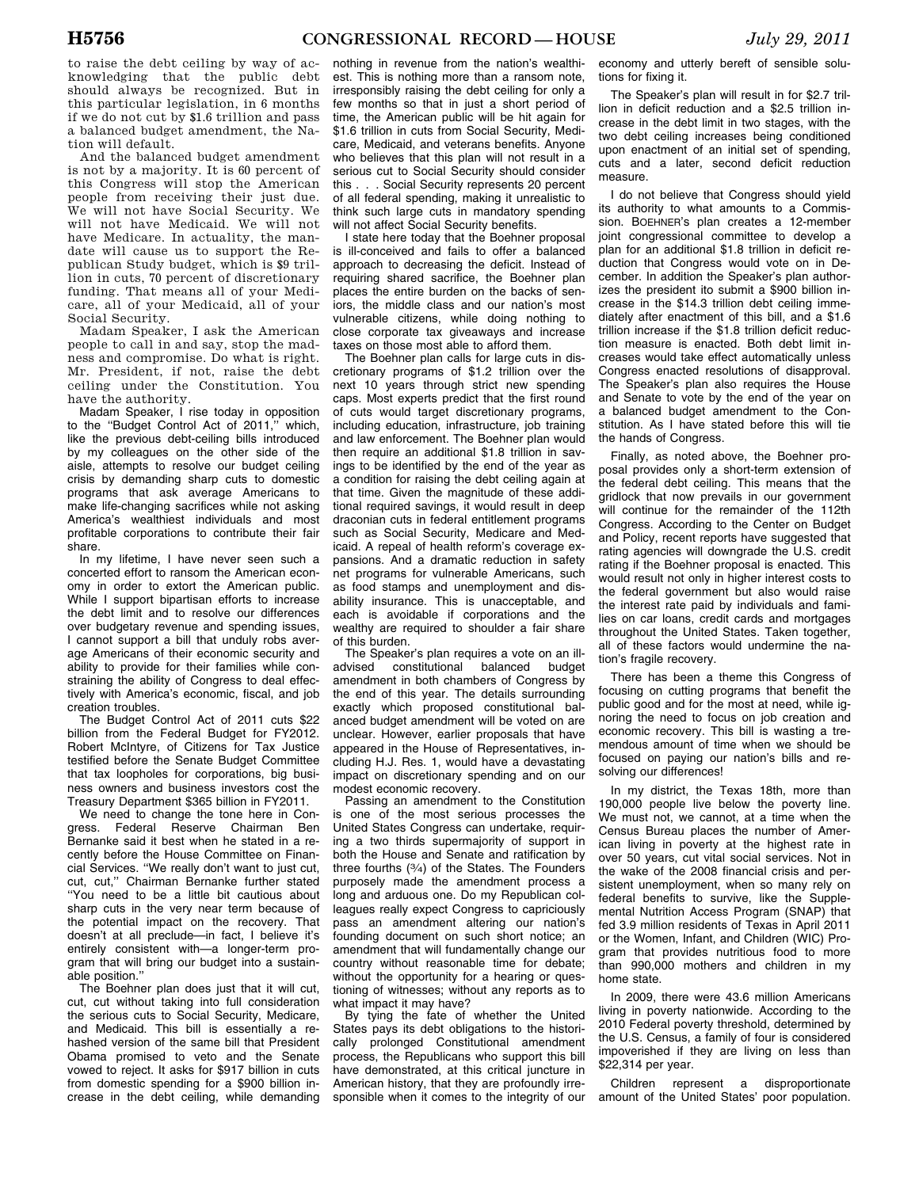to raise the debt ceiling by way of acknowledging that the public debt should always be recognized. But in this particular legislation, in 6 months if we do not cut by $1.6 trillion and pass a balanced budget amendment, the Nation will default.

And the balanced budget amendment is not by a majority. It is 60 percent of this Congress will stop the American people from receiving their just due. We will not have Social Security. We will not have Medicaid. We will not have Medicare. In actuality, the mandate will cause us to support the Republican Study budget, which is $9 trillion in cuts, 70 percent of discretionary funding. That means all of your Medicare, all of your Medicaid, all of your Social Security.

Madam Speaker, I ask the American people to call in and say, stop the madness and compromise. Do what is right. Mr. President, if not, raise the debt ceiling under the Constitution. You have the authority.

Madam Speaker, I rise today in opposition to the "Budget Control Act of 2011," which, like the previous debt-ceiling bills introduced by my colleagues on the other side of the aisle, attempts to resolve our budget ceiling crisis by demanding sharp cuts to domestic programs that ask average Americans to make life-changing sacrifices while not asking America's wealthiest individuals and most profitable corporations to contribute their fair share.

In my lifetime, I have never seen such a concerted effort to ransom the American economy in order to extort the American public. While I support bipartisan efforts to increase the debt limit and to resolve our differences over budgetary revenue and spending issues, I cannot support a bill that unduly robs average Americans of their economic security and ability to provide for their families while constraining the ability of Congress to deal effectively with America's economic, fiscal, and job creation troubles.

The Budget Control Act of 2011 cuts $22 billion from the Federal Budget for FY2012. Robert McIntyre, of Citizens for Tax Justice testified before the Senate Budget Committee that tax loopholes for corporations, big business owners and business investors cost the Treasury Department $365 billion in FY2011.

We need to change the tone here in Congress. Federal Reserve Chairman Ben Bernanke said it best when he stated in a recently before the House Committee on Financial Services. "We really don't want to just cut, cut, cut," Chairman Bernanke further stated "You need to be a little bit cautious about sharp cuts in the very near term because of the potential impact on the recovery. That doesn't at all preclude—in fact, I believe it's entirely consistent with—a longer-term program that will bring our budget into a sustainable position."

The Boehner plan does just that it will cut, cut, cut without taking into full consideration the serious cuts to Social Security, Medicare, and Medicaid. This bill is essentially a rehashed version of the same bill that President Obama promised to veto and the Senate vowed to reject. It asks for $917 billion in cuts from domestic spending for a $900 billion increase in the debt ceiling, while demanding nothing in revenue from the nation's wealthiest. This is nothing more than a ransom note, irresponsibly raising the debt ceiling for only a few months so that in just a short period of time, the American public will be hit again for $1.6 trillion in cuts from Social Security, Medicare, Medicaid, and veterans benefits. Anyone who believes that this plan will not result in a serious cut to Social Security should consider this . . . Social Security represents 20 percent of all federal spending, making it unrealistic to think such large cuts in mandatory spending will not affect Social Security benefits.

I state here today that the Boehner proposal is ill-conceived and fails to offer a balanced approach to decreasing the deficit. Instead of requiring shared sacrifice, the Boehner plan places the entire burden on the backs of seniors, the middle class and our nation's most vulnerable citizens, while doing nothing to close corporate tax giveaways and increase taxes on those most able to afford them.

The Boehner plan calls for large cuts in discretionary programs of $1.2 trillion over the next 10 years through strict new spending caps. Most experts predict that the first round of cuts would target discretionary programs, including education, infrastructure, job training and law enforcement. The Boehner plan would then require an additional $1.8 trillion in savings to be identified by the end of the year as a condition for raising the debt ceiling again at that time. Given the magnitude of these additional required savings, it would result in deep draconian cuts in federal entitlement programs such as Social Security, Medicare and Medicaid. A repeal of health reform's coverage expansions. And a dramatic reduction in safety net programs for vulnerable Americans, such as food stamps and unemployment and disability insurance. This is unacceptable, and each is avoidable if corporations and the wealthy are required to shoulder a fair share of this burden.

The Speaker's plan requires a vote on an ill-advised constitutional balanced budget amendment in both chambers of Congress by the end of this year. The details surrounding exactly which proposed constitutional balanced budget amendment will be voted on are unclear. However, earlier proposals that have appeared in the House of Representatives, including H.J. Res. 1, would have a devastating impact on discretionary spending and on our modest economic recovery.

Passing an amendment to the Constitution is one of the most serious processes the United States Congress can undertake, requiring a two thirds supermajority of support in both the House and Senate and ratification by three fourths (¾) of the States. The Founders purposely made the amendment process a long and arduous one. Do my Republican colleagues really expect Congress to capriciously pass an amendment altering our nation's founding document on such short notice; an amendment that will fundamentally change our country without reasonable time for debate; without the opportunity for a hearing or questioning of witnesses; without any reports as to what impact it may have?

By tying the fate of whether the United States pays its debt obligations to the historically prolonged Constitutional amendment process, the Republicans who support this bill have demonstrated, at this critical juncture in American history, that they are profoundly irresponsible when it comes to the integrity of our economy and utterly bereft of sensible solutions for fixing it.

The Speaker's plan will result in for $2.7 trillion in deficit reduction and a $2.5 trillion increase in the debt limit in two stages, with the two debt ceiling increases being conditioned upon enactment of an initial set of spending, cuts and a later, second deficit reduction measure.

I do not believe that Congress should yield its authority to what amounts to a Commission. BOEHNER's plan creates a 12-member joint congressional committee to develop a plan for an additional $1.8 trillion in deficit reduction that Congress would vote on in December. In addition the Speaker's plan authorizes the president ito submit a $900 billion increase in the $14.3 trillion debt ceiling immediately after enactment of this bill, and a $1.6 trillion increase if the $1.8 trillion deficit reduction measure is enacted. Both debt limit increases would take effect automatically unless Congress enacted resolutions of disapproval. The Speaker's plan also requires the House and Senate to vote by the end of the year on a balanced budget amendment to the Constitution. As I have stated before this will tie the hands of Congress.

Finally, as noted above, the Boehner proposal provides only a short-term extension of the federal debt ceiling. This means that the gridlock that now prevails in our government will continue for the remainder of the 112th Congress. According to the Center on Budget and Policy, recent reports have suggested that rating agencies will downgrade the U.S. credit rating if the Boehner proposal is enacted. This would result not only in higher interest costs to the federal government but also would raise the interest rate paid by individuals and families on car loans, credit cards and mortgages throughout the United States. Taken together, all of these factors would undermine the nation's fragile recovery.

There has been a theme this Congress of focusing on cutting programs that benefit the public good and for the most at need, while ignoring the need to focus on job creation and economic recovery. This bill is wasting a tremendous amount of time when we should be focused on paying our nation's bills and resolving our differences!

In my district, the Texas 18th, more than 190,000 people live below the poverty line. We must not, we cannot, at a time when the Census Bureau places the number of American living in poverty at the highest rate in over 50 years, cut vital social services. Not in the wake of the 2008 financial crisis and persistent unemployment, when so many rely on federal benefits to survive, like the Supplemental Nutrition Access Program (SNAP) that fed 3.9 million residents of Texas in April 2011 or the Women, Infant, and Children (WIC) Program that provides nutritious food to more than 990,000 mothers and children in my home state.

In 2009, there were 43.6 million Americans living in poverty nationwide. According to the 2010 Federal poverty threshold, determined by the U.S. Census, a family of four is considered impoverished if they are living on less than $22,314 per year.

Children represent a disproportionate amount of the United States' poor population.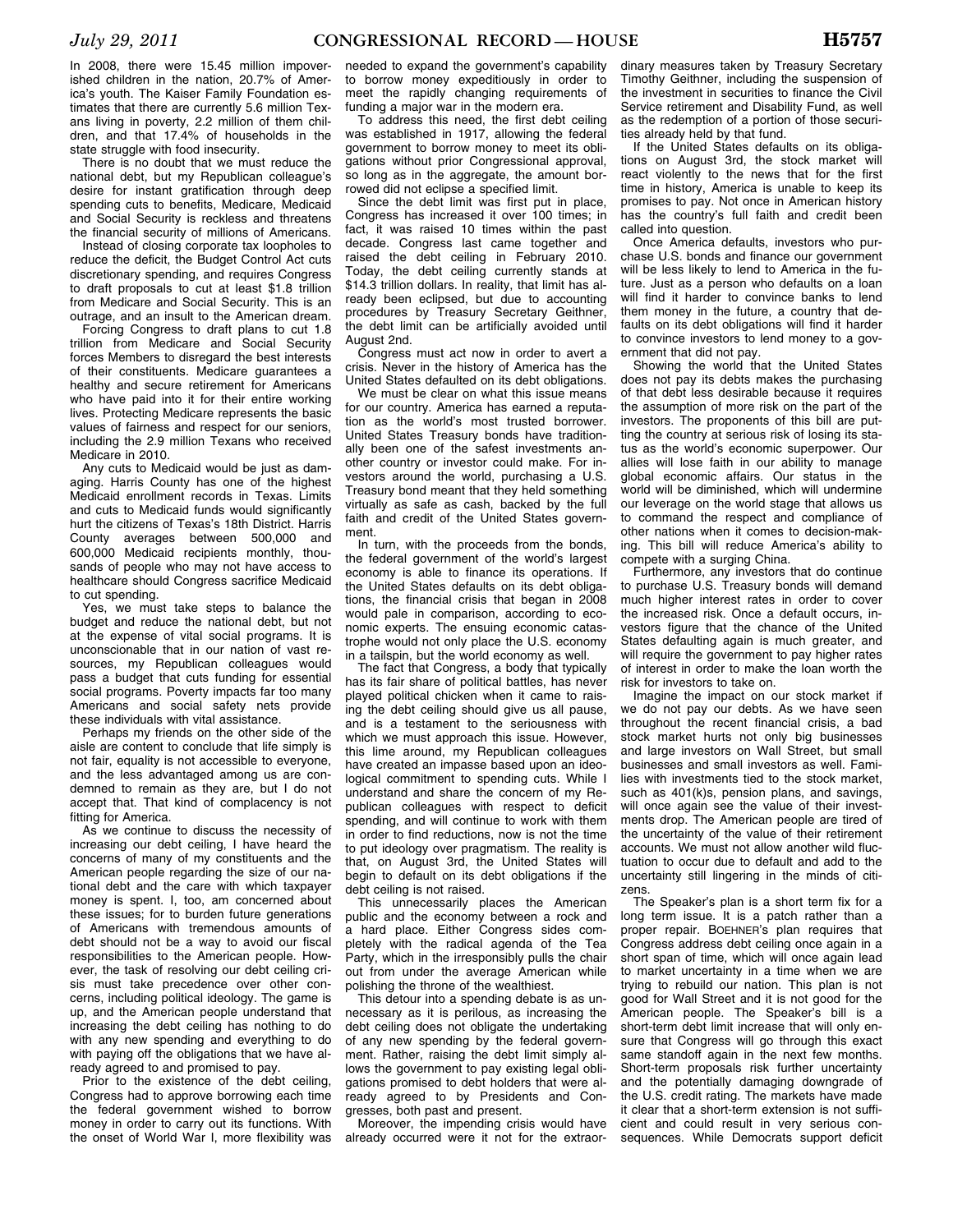In 2008, there were 15.45 million impoverished children in the nation, 20.7% of America's youth. The Kaiser Family Foundation estimates that there are currently 5.6 million Texans living in poverty, 2.2 million of them children, and that 17.4% of households in the state struggle with food insecurity.

There is no doubt that we must reduce the national debt, but my Republican colleague's desire for instant gratification through deep spending cuts to benefits, Medicare, Medicaid and Social Security is reckless and threatens the financial security of millions of Americans.

Instead of closing corporate tax loopholes to reduce the deficit, the Budget Control Act cuts discretionary spending, and requires Congress to draft proposals to cut at least $1.8 trillion from Medicare and Social Security. This is an outrage, and an insult to the American dream.

Forcing Congress to draft plans to cut 1.8 trillion from Medicare and Social Security forces Members to disregard the best interests of their constituents. Medicare guarantees a healthy and secure retirement for Americans who have paid into it for their entire working lives. Protecting Medicare represents the basic values of fairness and respect for our seniors, including the 2.9 million Texans who received Medicare in 2010.

Any cuts to Medicaid would be just as damaging. Harris County has one of the highest Medicaid enrollment records in Texas. Limits and cuts to Medicaid funds would significantly hurt the citizens of Texas's 18th District. Harris County averages between 500,000 and 600,000 Medicaid recipients monthly, thousands of people who may not have access to healthcare should Congress sacrifice Medicaid to cut spending.

Yes, we must take steps to balance the budget and reduce the national debt, but not at the expense of vital social programs. It is unconscionable that in our nation of vast resources, my Republican colleagues would pass a budget that cuts funding for essential social programs. Poverty impacts far too many Americans and social safety nets provide these individuals with vital assistance.

Perhaps my friends on the other side of the aisle are content to conclude that life simply is not fair, equality is not accessible to everyone, and the less advantaged among us are condemned to remain as they are, but I do not accept that. That kind of complacency is not fitting for America.

As we continue to discuss the necessity of increasing our debt ceiling, I have heard the concerns of many of my constituents and the American people regarding the size of our national debt and the care with which taxpayer money is spent. I, too, am concerned about these issues; for to burden future generations of Americans with tremendous amounts of debt should not be a way to avoid our fiscal responsibilities to the American people. However, the task of resolving our debt ceiling crisis must take precedence over other concerns, including political ideology. The game is up, and the American people understand that increasing the debt ceiling has nothing to do with any new spending and everything to do with paying off the obligations that we have already agreed to and promised to pay.

Prior to the existence of the debt ceiling, Congress had to approve borrowing each time the federal government wished to borrow money in order to carry out its functions. With the onset of World War I, more flexibility was needed to expand the government's capability to borrow money expeditiously in order to meet the rapidly changing requirements of funding a major war in the modern era.

To address this need, the first debt ceiling was established in 1917, allowing the federal government to borrow money to meet its obligations without prior Congressional approval, so long as in the aggregate, the amount borrowed did not eclipse a specified limit.

Since the debt limit was first put in place, Congress has increased it over 100 times; in fact, it was raised 10 times within the past decade. Congress last came together and raised the debt ceiling in February 2010. Today, the debt ceiling currently stands at $14.3 trillion dollars. In reality, that limit has already been eclipsed, but due to accounting procedures by Treasury Secretary Geithner, the debt limit can be artificially avoided until August 2nd.

Congress must act now in order to avert a crisis. Never in the history of America has the United States defaulted on its debt obligations.

We must be clear on what this issue means for our country. America has earned a reputation as the world's most trusted borrower. United States Treasury bonds have traditionally been one of the safest investments another country or investor could make. For investors around the world, purchasing a U.S. Treasury bond meant that they held something virtually as safe as cash, backed by the full faith and credit of the United States government.

In turn, with the proceeds from the bonds, the federal government of the world's largest economy is able to finance its operations. If the United States defaults on its debt obligations, the financial crisis that began in 2008 would pale in comparison, according to economic experts. The ensuing economic catastrophe would not only place the U.S. economy in a tailspin, but the world economy as well.

The fact that Congress, a body that typically has its fair share of political battles, has never played political chicken when it came to raising the debt ceiling should give us all pause, and is a testament to the seriousness with which we must approach this issue. However, this lime around, my Republican colleagues have created an impasse based upon an ideological commitment to spending cuts. While I understand and share the concern of my Republican colleagues with respect to deficit spending, and will continue to work with them in order to find reductions, now is not the time to put ideology over pragmatism. The reality is that, on August 3rd, the United States will begin to default on its debt obligations if the debt ceiling is not raised.

This unnecessarily places the American public and the economy between a rock and a hard place. Either Congress sides completely with the radical agenda of the Tea Party, which in the irresponsibly pulls the chair out from under the average American while polishing the throne of the wealthiest.

This detour into a spending debate is as unnecessary as it is perilous, as increasing the debt ceiling does not obligate the undertaking of any new spending by the federal government. Rather, raising the debt limit simply allows the government to pay existing legal obligations promised to debt holders that were already agreed to by Presidents and Congresses, both past and present.

Moreover, the impending crisis would have already occurred were it not for the extraordinary measures taken by Treasury Secretary Timothy Geithner, including the suspension of the investment in securities to finance the Civil Service retirement and Disability Fund, as well as the redemption of a portion of those securities already held by that fund.

If the United States defaults on its obligations on August 3rd, the stock market will react violently to the news that for the first time in history, America is unable to keep its promises to pay. Not once in American history has the country's full faith and credit been called into question.

Once America defaults, investors who purchase U.S. bonds and finance our government will be less likely to lend to America in the future. Just as a person who defaults on a loan will find it harder to convince banks to lend them money in the future, a country that defaults on its debt obligations will find it harder to convince investors to lend money to a government that did not pay.

Showing the world that the United States does not pay its debts makes the purchasing of that debt less desirable because it requires the assumption of more risk on the part of the investors. The proponents of this bill are putting the country at serious risk of losing its status as the world's economic superpower. Our allies will lose faith in our ability to manage global economic affairs. Our status in the world will be diminished, which will undermine our leverage on the world stage that allows us to command the respect and compliance of other nations when it comes to decision-making. This bill will reduce America's ability to compete with a surging China.

Furthermore, any investors that do continue to purchase U.S. Treasury bonds will demand much higher interest rates in order to cover the increased risk. Once a default occurs, investors figure that the chance of the United States defaulting again is much greater, and will require the government to pay higher rates of interest in order to make the loan worth the risk for investors to take on.

Imagine the impact on our stock market if we do not pay our debts. As we have seen throughout the recent financial crisis, a bad stock market hurts not only big businesses and large investors on Wall Street, but small businesses and small investors as well. Families with investments tied to the stock market, such as 401(k)s, pension plans, and savings, will once again see the value of their investments drop. The American people are tired of the uncertainty of the value of their retirement accounts. We must not allow another wild fluctuation to occur due to default and add to the uncertainty still lingering in the minds of citizens.

The Speaker's plan is a short term fix for a long term issue. It is a patch rather than a proper repair. BOEHNER's plan requires that Congress address debt ceiling once again in a short span of time, which will once again lead to market uncertainty in a time when we are trying to rebuild our nation. This plan is not good for Wall Street and it is not good for the American people. The Speaker's bill is a short-term debt limit increase that will only ensure that Congress will go through this exact same standoff again in the next few months. Short-term proposals risk further uncertainty and the potentially damaging downgrade of the U.S. credit rating. The markets have made it clear that a short-term extension is not sufficient and could result in very serious consequences. While Democrats support deficit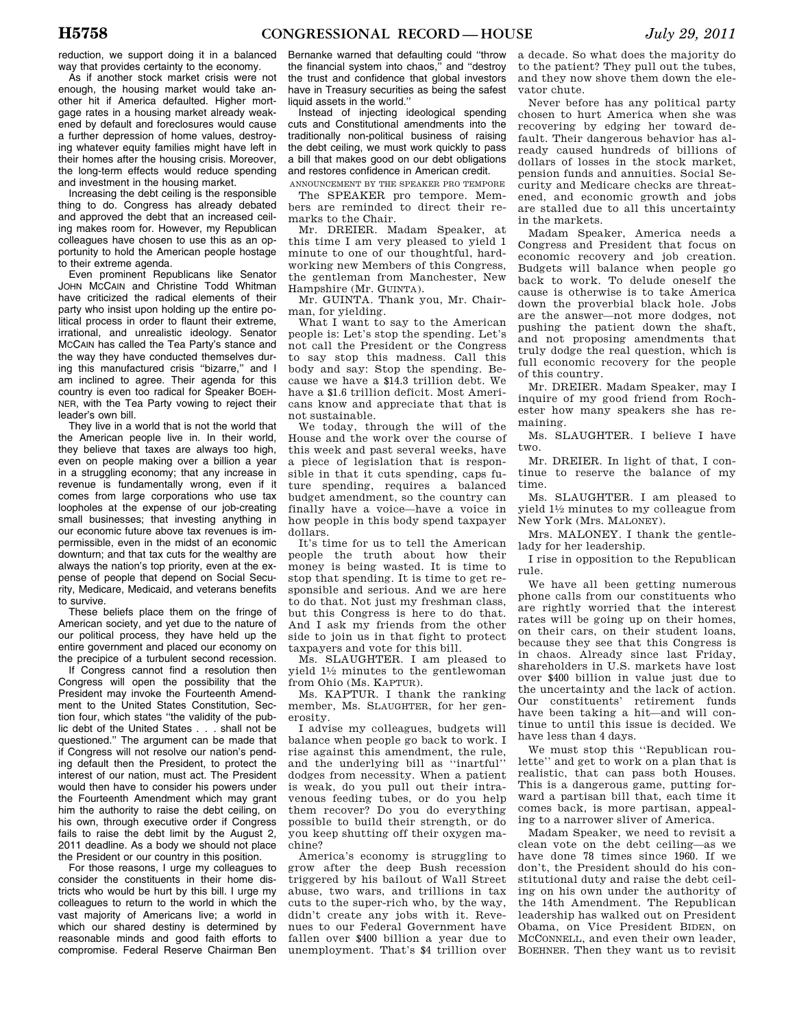reduction, we support doing it in a balanced way that provides certainty to the economy.

As if another stock market crisis were not enough, the housing market would take another hit if America defaulted. Higher mortgage rates in a housing market already weakened by default and foreclosures would cause a further depression of home values, destroying whatever equity families might have left in their homes after the housing crisis. Moreover, the long-term effects would reduce spending and investment in the housing market.

Increasing the debt ceiling is the responsible thing to do. Congress has already debated and approved the debt that an increased ceiling makes room for. However, my Republican colleagues have chosen to use this as an opportunity to hold the American people hostage to their extreme agenda.

Even prominent Republicans like Senator JOHN MCCAIN and Christine Todd Whitman have criticized the radical elements of their party who insist upon holding up the entire political process in order to flaunt their extreme, irrational, and unrealistic ideology. Senator MCCAIN has called the Tea Party's stance and the way they have conducted themselves during this manufactured crisis "bizarre," and I am inclined to agree. Their agenda for this country is even too radical for Speaker BOEHNER, with the Tea Party vowing to reject their leader's own bill.

They live in a world that is not the world that the American people live in. In their world, they believe that taxes are always too high, even on people making over a billion a year in a struggling economy; that any increase in revenue is fundamentally wrong, even if it comes from large corporations who use tax loopholes at the expense of our job-creating small businesses; that investing anything in our economic future above tax revenues is impermissible, even in the midst of an economic downturn; and that tax cuts for the wealthy are always the nation's top priority, even at the expense of people that depend on Social Security, Medicare, Medicaid, and veterans benefits to survive.

These beliefs place them on the fringe of American society, and yet due to the nature of our political process, they have held up the entire government and placed our economy on the precipice of a turbulent second recession.

If Congress cannot find a resolution then Congress will open the possibility that the President may invoke the Fourteenth Amendment to the United States Constitution, Section four, which states "the validity of the public debt of the United States . . . shall not be questioned." The argument can be made that if Congress will not resolve our nation's pending default then the President, to protect the interest of our nation, must act. The President would then have to consider his powers under the Fourteenth Amendment which may grant him the authority to raise the debt ceiling, on his own, through executive order if Congress fails to raise the debt limit by the August 2, 2011 deadline. As a body we should not place the President or our country in this position.

For those reasons, I urge my colleagues to consider the constituents in their home districts who would be hurt by this bill. I urge my colleagues to return to the world in which the vast majority of Americans live; a world in which our shared destiny is determined by reasonable minds and good faith efforts to compromise. Federal Reserve Chairman Ben Bernanke warned that defaulting could "throw the financial system into chaos," and "destroy the trust and confidence that global investors have in Treasury securities as being the safest liquid assets in the world."

Instead of injecting ideological spending cuts and Constitutional amendments into the traditionally non-political business of raising the debt ceiling, we must work quickly to pass a bill that makes good on our debt obligations and restores confidence in American credit.

ANNOUNCEMENT BY THE SPEAKER PRO TEMPORE

The SPEAKER pro tempore. Members are reminded to direct their remarks to the Chair.

Mr. DREIER. Madam Speaker, at this time I am very pleased to yield 1 minute to one of our thoughtful, hardworking new Members of this Congress, the gentleman from Manchester, New Hampshire (Mr. GUINTA).

Mr. GUINTA. Thank you, Mr. Chairman, for yielding.

What I want to say to the American people is: Let's stop the spending. Let's not call the President or the Congress to say stop this madness. Call this body and say: Stop the spending. Because we have a $14.3 trillion debt. We have a $1.6 trillion deficit. Most Americans know and appreciate that that is not sustainable.

We today, through the will of the House and the work over the course of this week and past several weeks, have a piece of legislation that is responsible in that it cuts spending, caps future spending, requires a balanced budget amendment, so the country can finally have a voice—have a voice in how people in this body spend taxpayer dollars.

It's time for us to tell the American people the truth about how their money is being wasted. It is time to stop that spending. It is time to get responsible and serious. And we are here to do that. Not just my freshman class, but this Congress is here to do that. And I ask my friends from the other side to join us in that fight to protect taxpayers and vote for this bill.

Ms. SLAUGHTER. I am pleased to yield 1½ minutes to the gentlewoman from Ohio (Ms. KAPTUR).

Ms. KAPTUR. I thank the ranking member, Ms. SLAUGHTER, for her generosity.

I advise my colleagues, budgets will balance when people go back to work. I rise against this amendment, the rule, and the underlying bill as "inartful" dodges from necessity. When a patient is weak, do you pull out their intravenous feeding tubes, or do you help them recover? Do you do everything possible to build their strength, or do you keep shutting off their oxygen machine?

America's economy is struggling to grow after the deep Bush recession triggered by his bailout of Wall Street abuse, two wars, and trillions in tax cuts to the super-rich who, by the way, didn't create any jobs with it. Revenues to our Federal Government have fallen over $400 billion a year due to unemployment. That's $4 trillion over a decade. So what does the majority do to the patient? They pull out the tubes, and they now shove them down the elevator chute.

Never before has any political party chosen to hurt America when she was recovering by edging her toward default. Their dangerous behavior has already caused hundreds of billions of dollars of losses in the stock market, pension funds and annuities. Social Security and Medicare checks are threatened, and economic growth and jobs are stalled due to all this uncertainty in the markets.

Madam Speaker, America needs a Congress and President that focus on economic recovery and job creation. Budgets will balance when people go back to work. To delude oneself the cause is otherwise is to take America down the proverbial black hole. Jobs are the answer—not more dodges, not pushing the patient down the shaft, and not proposing amendments that truly dodge the real question, which is full economic recovery for the people of this country.

Mr. DREIER. Madam Speaker, may I inquire of my good friend from Rochester how many speakers she has remaining.

Ms. SLAUGHTER. I believe I have two.

Mr. DREIER. In light of that, I continue to reserve the balance of my time.

Ms. SLAUGHTER. I am pleased to yield 1½ minutes to my colleague from New York (Mrs. MALONEY).

Mrs. MALONEY. I thank the gentlelady for her leadership.

I rise in opposition to the Republican rule.

We have all been getting numerous phone calls from our constituents who are rightly worried that the interest rates will be going up on their homes, on their cars, on their student loans, because they see that this Congress is in chaos. Already since last Friday, shareholders in U.S. markets have lost over $400 billion in value just due to the uncertainty and the lack of action. Our constituents' retirement funds have been taking a hit—and will continue to until this issue is decided. We have less than 4 days.

We must stop this "Republican roulette" and get to work on a plan that is realistic, that can pass both Houses. This is a dangerous game, putting forward a partisan bill that, each time it comes back, is more partisan, appealing to a narrower sliver of America.

Madam Speaker, we need to revisit a clean vote on the debt ceiling—as we have done 78 times since 1960. If we don't, the President should do his constitutional duty and raise the debt ceiling on his own under the authority of the 14th Amendment. The Republican leadership has walked out on President Obama, on Vice President BIDEN, on MCCONNELL, and even their own leader, BOEHNER. Then they want us to revisit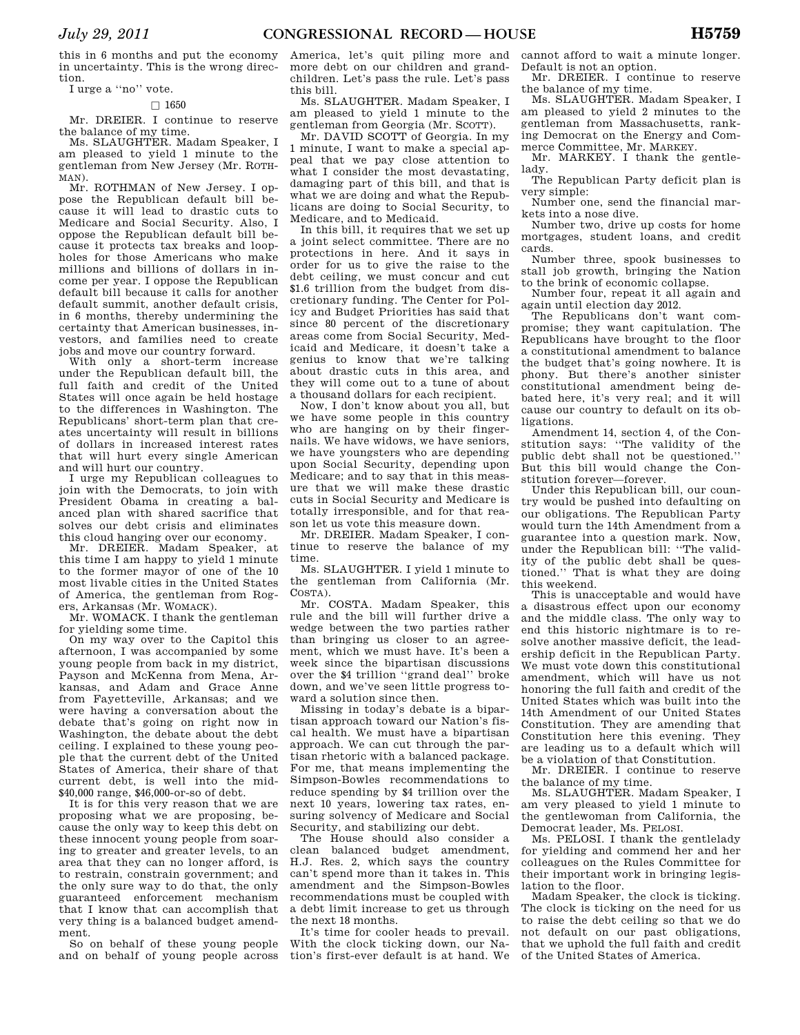this in 6 months and put the economy in uncertainty. This is the wrong direction.

I urge a ''no'' vote.

□ 1650

Mr. DREIER. I continue to reserve the balance of my time.

Ms. SLAUGHTER. Madam Speaker, I am pleased to yield 1 minute to the gentleman from New Jersey (Mr. ROTHMAN).

Mr. ROTHMAN of New Jersey. I oppose the Republican default bill because it will lead to drastic cuts to Medicare and Social Security. Also, I oppose the Republican default bill because it protects tax breaks and loopholes for those Americans who make millions and billions of dollars in income per year. I oppose the Republican default bill because it calls for another default summit, another default crisis, in 6 months, thereby undermining the certainty that American businesses, investors, and families need to create jobs and move our country forward.

With only a short-term increase under the Republican default bill, the full faith and credit of the United States will once again be held hostage to the differences in Washington. The Republicans' short-term plan that creates uncertainty will result in billions of dollars in increased interest rates that will hurt every single American and will hurt our country.

I urge my Republican colleagues to join with the Democrats, to join with President Obama in creating a balanced plan with shared sacrifice that solves our debt crisis and eliminates this cloud hanging over our economy.

Mr. DREIER. Madam Speaker, at this time I am happy to yield 1 minute to the former mayor of one of the 10 most livable cities in the United States of America, the gentleman from Rogers, Arkansas (Mr. WOMACK).

Mr. WOMACK. I thank the gentleman for yielding some time.

On my way over to the Capitol this afternoon, I was accompanied by some young people from back in my district, Payson and McKenna from Mena, Arkansas, and Adam and Grace Anne from Fayetteville, Arkansas; and we were having a conversation about the debate that's going on right now in Washington, the debate about the debt ceiling. I explained to these young people that the current debt of the United States of America, their share of that current debt, is well into the mid-$40,000 range, $46,000-or-so of debt.

It is for this very reason that we are proposing what we are proposing, because the only way to keep this debt on these innocent young people from soaring to greater and greater levels, to an area that they can no longer afford, is to restrain, constrain government; and the only sure way to do that, the only guaranteed enforcement mechanism that I know that can accomplish that very thing is a balanced budget amendment.

So on behalf of these young people and on behalf of young people across America, let's quit piling more and more debt on our children and grandchildren. Let's pass the rule. Let's pass this bill.

Ms. SLAUGHTER. Madam Speaker, I am pleased to yield 1 minute to the gentleman from Georgia (Mr. SCOTT).

Mr. DAVID SCOTT of Georgia. In my 1 minute, I want to make a special appeal that we pay close attention to what I consider the most devastating, damaging part of this bill, and that is what we are doing and what the Republicans are doing to Social Security, to Medicare, and to Medicaid.

In this bill, it requires that we set up a joint select committee. There are no protections in here. And it says in order for us to give the raise to the debt ceiling, we must concur and cut $1.6 trillion from the budget from discretionary funding. The Center for Policy and Budget Priorities has said that since 80 percent of the discretionary areas come from Social Security, Medicaid and Medicare, it doesn't take a genius to know that we're talking about drastic cuts in this area, and they will come out to a tune of about a thousand dollars for each recipient.

Now, I don't know about you all, but we have some people in this country who are hanging on by their fingernails. We have widows, we have seniors, we have youngsters who are depending upon Social Security, depending upon Medicare; and to say that in this measure that we will make these drastic cuts in Social Security and Medicare is totally irresponsible, and for that reason let us vote this measure down.

Mr. DREIER. Madam Speaker, I continue to reserve the balance of my time.

Ms. SLAUGHTER. I yield 1 minute to the gentleman from California (Mr. COSTA).

Mr. COSTA. Madam Speaker, this rule and the bill will further drive a wedge between the two parties rather than bringing us closer to an agreement, which we must have. It's been a week since the bipartisan discussions over the $4 trillion ''grand deal'' broke down, and we've seen little progress toward a solution since then.

Missing in today's debate is a bipartisan approach toward our Nation's fiscal health. We must have a bipartisan approach. We can cut through the partisan rhetoric with a balanced package. For me, that means implementing the Simpson-Bowles recommendations to reduce spending by $4 trillion over the next 10 years, lowering tax rates, ensuring solvency of Medicare and Social Security, and stabilizing our debt.

The House should also consider a clean balanced budget amendment, H.J. Res. 2, which says the country can't spend more than it takes in. This amendment and the Simpson-Bowles recommendations must be coupled with a debt limit increase to get us through the next 18 months.

It's time for cooler heads to prevail. With the clock ticking down, our Nation's first-ever default is at hand. We cannot afford to wait a minute longer. Default is not an option.

Mr. DREIER. I continue to reserve the balance of my time.

Ms. SLAUGHTER. Madam Speaker, I am pleased to yield 2 minutes to the gentleman from Massachusetts, ranking Democrat on the Energy and Commerce Committee, Mr. MARKEY.

Mr. MARKEY. I thank the gentlelady.

The Republican Party deficit plan is very simple:

Number one, send the financial markets into a nose dive.

Number two, drive up costs for home mortgages, student loans, and credit cards.

Number three, spook businesses to stall job growth, bringing the Nation to the brink of economic collapse.

Number four, repeat it all again and again until election day 2012.

The Republicans don't want compromise; they want capitulation. The Republicans have brought to the floor a constitutional amendment to balance the budget that's going nowhere. It is phony. But there's another sinister constitutional amendment being debated here, it's very real; and it will cause our country to default on its obligations.

Amendment 14, section 4, of the Constitution says: ''The validity of the public debt shall not be questioned.'' But this bill would change the Constitution forever—forever.

Under this Republican bill, our country would be pushed into defaulting on our obligations. The Republican Party would turn the 14th Amendment from a guarantee into a question mark. Now, under the Republican bill: ''The validity of the public debt shall be questioned.'' That is what they are doing this weekend.

This is unacceptable and would have a disastrous effect upon our economy and the middle class. The only way to end this historic nightmare is to resolve another massive deficit, the leadership deficit in the Republican Party. We must vote down this constitutional amendment, which will have us not honoring the full faith and credit of the United States which was built into the 14th Amendment of our United States Constitution. They are amending that Constitution here this evening. They are leading us to a default which will be a violation of that Constitution.

Mr. DREIER. I continue to reserve the balance of my time.

Ms. SLAUGHTER. Madam Speaker, I am very pleased to yield 1 minute to the gentlewoman from California, the Democrat leader, Ms. PELOSI.

Ms. PELOSI. I thank the gentlelady for yielding and commend her and her colleagues on the Rules Committee for their important work in bringing legislation to the floor.

Madam Speaker, the clock is ticking. The clock is ticking on the need for us to raise the debt ceiling so that we do not default on our past obligations, that we uphold the full faith and credit of the United States of America.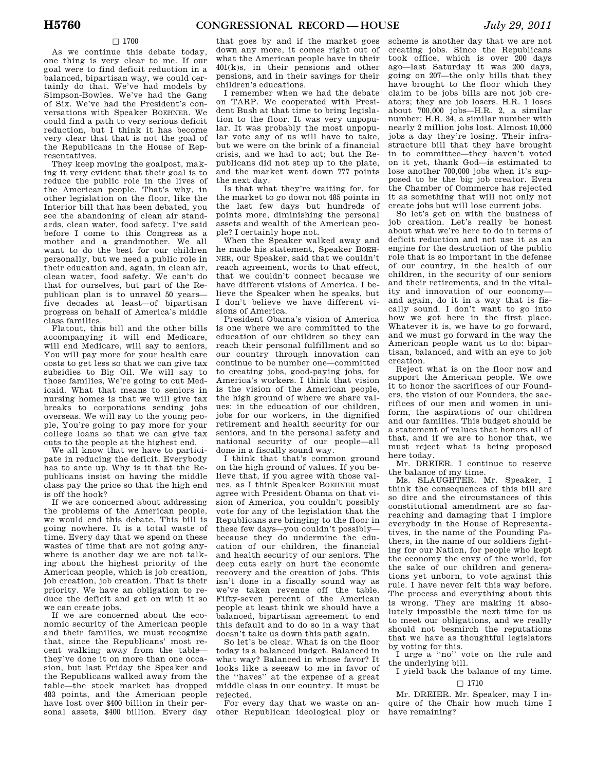□ 1700

As we continue this debate today, one thing is very clear to me. If our goal were to find deficit reduction in a balanced, bipartisan way, we could certainly do that. We've had models by Simpson-Bowles. We've had the Gang of Six. We've had the President's conversations with Speaker BOEHNER. We could find a path to very serious deficit reduction, but I think it has become very clear that that is not the goal of the Republicans in the House of Representatives.

They keep moving the goalpost, making it very evident that their goal is to reduce the public role in the lives of the American people. That's why, in other legislation on the floor, like the Interior bill that has been debated, you see the abandoning of clean air standards, clean water, food safety. I've said before I come to this Congress as a mother and a grandmother. We all want to do the best for our children personally, but we need a public role in their education and, again, in clean air, clean water, food safety. We can't do that for ourselves, but part of the Republican plan is to unravel 50 years—five decades at least—of bipartisan progress on behalf of America's middle class families.

Flatout, this bill and the other bills accompanying it will end Medicare, will end Medicare, will say to seniors, You will pay more for your health care costs to get less so that we can give tax subsidies to Big Oil. We will say to those families, We're going to cut Medicaid. What that means to seniors in nursing homes is that we will give tax breaks to corporations sending jobs overseas. We will say to the young people, You're going to pay more for your college loans so that we can give tax cuts to the people at the highest end.

We all know that we have to participate in reducing the deficit. Everybody has to ante up. Why is it that the Republicans insist on having the middle class pay the price so that the high end is off the hook?

If we are concerned about addressing the problems of the American people, we would end this debate. This bill is going nowhere. It is a total waste of time. Every day that we spend on these wastes of time that are not going anywhere is another day we are not talking about the highest priority of the American people, which is job creation, job creation, job creation. That is their priority. We have an obligation to reduce the deficit and get on with it so we can create jobs.

If we are concerned about the economic security of the American people and their families, we must recognize that, since the Republicans' most recent walking away from the table—they've done it on more than one occasion, but last Friday the Speaker and the Republicans walked away from the table—the stock market has dropped 483 points, and the American people have lost over $400 billion in their personal assets, $400 billion. Every day that goes by and if the market goes down any more, it comes right out of what the American people have in their 401(k)s, in their pensions and other pensions, and in their savings for their children's educations.

I remember when we had the debate on TARP. We cooperated with President Bush at that time to bring legislation to the floor. It was very unpopular. It was probably the most unpopular vote any of us will have to take, but we were on the brink of a financial crisis, and we had to act; but the Republicans did not step up to the plate, and the market went down 777 points the next day.

Is that what they're waiting for, for the market to go down not 485 points in the last few days but hundreds of points more, diminishing the personal assets and wealth of the American people? I certainly hope not.

When the Speaker walked away and he made his statement, Speaker BOEHNER, our Speaker, said that we couldn't reach agreement, words to that effect, that we couldn't connect because we have different visions of America. I believe the Speaker when he speaks, but I don't believe we have different visions of America.

President Obama's vision of America is one where we are committed to the education of our children so they can reach their personal fulfillment and so our country through innovation can continue to be number one—committed to creating jobs, good-paying jobs, for America's workers. I think that vision is the vision of the American people, the high ground of where we share values: in the education of our children, jobs for our workers, in the dignified retirement and health security for our seniors, and in the personal safety and national security of our people—all done in a fiscally sound way.

I think that that's common ground on the high ground of values. If you believe that, if you agree with those values, as I think Speaker BOEHNER must agree with President Obama on that vision of America, you couldn't possibly vote for any of the legislation that the Republicans are bringing to the floor in these few days—you couldn't possibly—because they do undermine the education of our children, the financial and health security of our seniors. The deep cuts early on hurt the economic recovery and the creation of jobs. This isn't done in a fiscally sound way as we've taken revenue off the table. Fifty-seven percent of the American people at least think we should have a balanced, bipartisan agreement to end this default and to do so in a way that doesn't take us down this path again.

So let's be clear. What is on the floor today is a balanced budget. Balanced in what way? Balanced in whose favor? It looks like a seesaw to me in favor of the "haves" at the expense of a great middle class in our country. It must be rejected.

For every day that we waste on another Republican ideological ploy or scheme is another day that we are not creating jobs. Since the Republicans took office, which is over 200 days ago—last Saturday it was 200 days, going on 207—the only bills that they have brought to the floor which they claim to be jobs bills are not job creators; they are job losers. H.R. 1 loses about 700,000 jobs—H.R. 2, a similar number; H.R. 34, a similar number with nearly 2 million jobs lost. Almost 10,000 jobs a day they're losing. Their infrastructure bill that they have brought in to committee—they haven't voted on it yet, thank God—is estimated to lose another 700,000 jobs when it's supposed to be the big job creator. Even the Chamber of Commerce has rejected it as something that will not only not create jobs but will lose current jobs.

So let's get on with the business of job creation. Let's really be honest about what we're here to do in terms of deficit reduction and not use it as an engine for the destruction of the public role that is so important in the defense of our country, in the health of our children, in the security of our seniors and their retirements, and in the vitality and innovation of our economy—and again, do it in a way that is fiscally sound. I don't want to go into how we got here in the first place. Whatever it is, we have to go forward, and we must go forward in the way the American people want us to do: bipartisan, balanced, and with an eye to job creation.

Reject what is on the floor now and support the American people. We owe it to honor the sacrifices of our Founders, the vision of our Founders, the sacrifices of our men and women in uniform, the aspirations of our children and our families. This budget should be a statement of values that honors all of that, and if we are to honor that, we must reject what is being proposed here today.

Mr. DREIER. I continue to reserve the balance of my time.

Ms. SLAUGHTER. Mr. Speaker, I think the consequences of this bill are so dire and the circumstances of this constitutional amendment are so far-reaching and damaging that I implore everybody in the House of Representatives, in the name of the Founding Fathers, in the name of our soldiers fighting for our Nation, for people who kept the economy the envy of the world, for the sake of our children and generations yet unborn, to vote against this rule. I have never felt this way before. The process and everything about this is wrong. They are making it absolutely impossible the next time for us to meet our obligations, and we really should not besmirch the reputations that we have as thoughtful legislators by voting for this.

I urge a "no" vote on the rule and the underlying bill.

I yield back the balance of my time.

□ 1710

Mr. DREIER. Mr. Speaker, may I inquire of the Chair how much time I have remaining?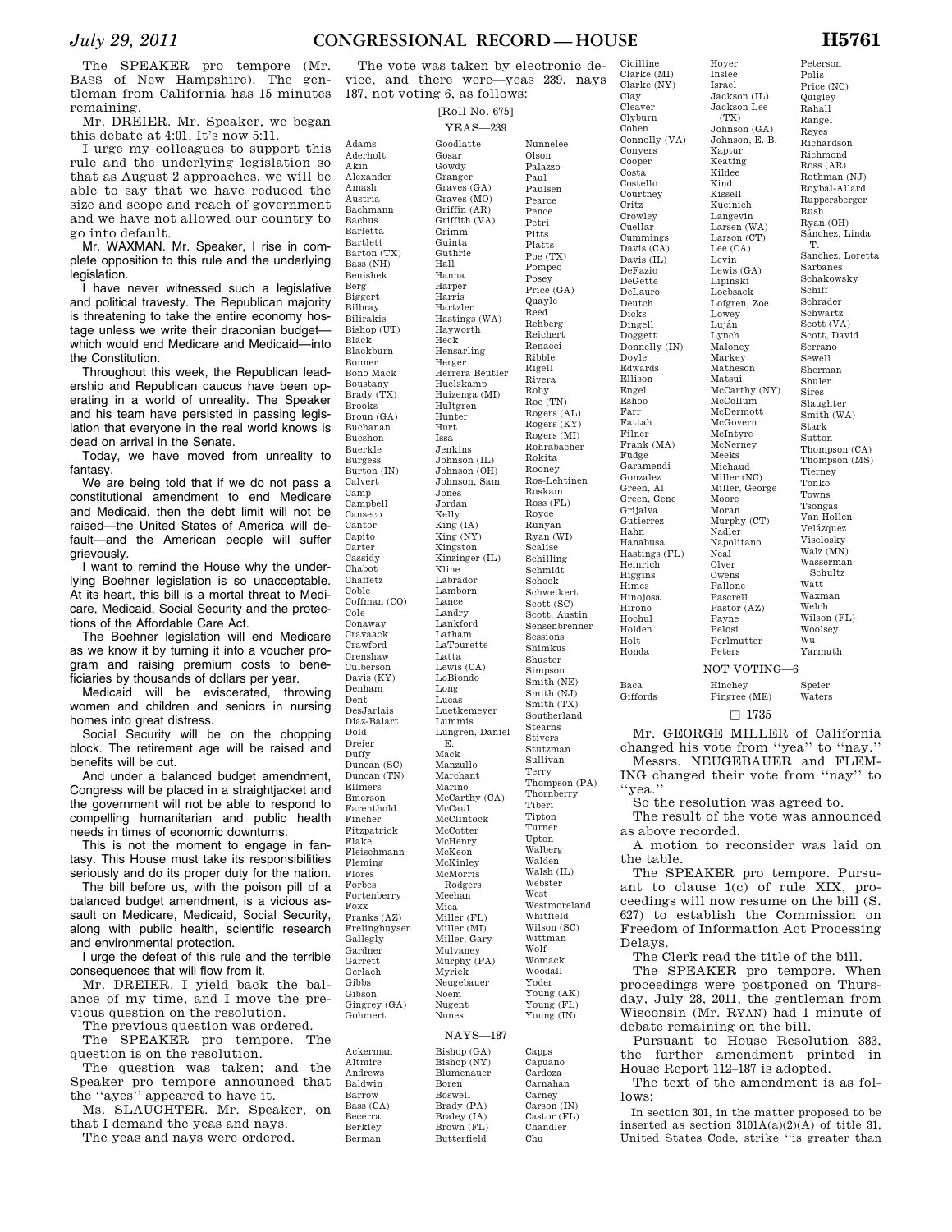The SPEAKER pro tempore (Mr. BASS of New Hampshire). The gentleman from California has 15 minutes remaining.

Mr. DREIER. Mr. Speaker, we began this debate at 4:01. It's now 5:11.

I urge my colleagues to support this rule and the underlying legislation so that as August 2 approaches, we will be able to say that we have reduced the size and scope and reach of government and we have not allowed our country to go into default.

Mr. WAXMAN. Mr. Speaker, I rise in complete opposition to this rule and the underlying legislation.

I have never witnessed such a legislative and political travesty. The Republican majority is threatening to take the entire economy hostage unless we write their draconian budget—which would end Medicare and Medicaid—into the Constitution.

Throughout this week, the Republican leadership and Republican caucus have been operating in a world of unreality. The Speaker and his team have persisted in passing legislation that everyone in the real world knows is dead on arrival in the Senate.

Today, we have moved from unreality to fantasy.

We are being told that if we do not pass a constitutional amendment to end Medicare and Medicaid, then the debt limit will not be raised—the United States of America will default—and the American people will suffer grievously.

I want to remind the House why the underlying Boehner legislation is so unacceptable. At its heart, this bill is a mortal threat to Medicare, Medicaid, Social Security and the protections of the Affordable Care Act.

The Boehner legislation will end Medicare as we know it by turning it into a voucher program and raising premium costs to beneficiaries by thousands of dollars per year.

Medicaid will be eviscerated, throwing women and children and seniors in nursing homes into great distress.

Social Security will be on the chopping block. The retirement age will be raised and benefits will be cut.

And under a balanced budget amendment, Congress will be placed in a straightjacket and the government will not be able to respond to compelling humanitarian and public health needs in times of economic downturns.

This is not the moment to engage in fantasy. This House must take its responsibilities seriously and do its proper duty for the nation.

The bill before us, with the poison pill of a balanced budget amendment, is a vicious assault on Medicare, Medicaid, Social Security, along with public health, scientific research and environmental protection.

I urge the defeat of this rule and the terrible consequences that will flow from it.

Mr. DREIER. I yield back the balance of my time, and I move the previous question on the resolution.

The previous question was ordered.

The SPEAKER pro tempore. The question is on the resolution.

The question was taken; and the Speaker pro tempore announced that the ''ayes'' appeared to have it.

Ms. SLAUGHTER. Mr. Speaker, on that I demand the yeas and nays.

The yeas and nays were ordered.

The vote was taken by electronic device, and there were—yeas 239, nays 187, not voting 6, as follows:

[Roll No. 675]

YEAS—239

Adams
Aderholt
Akin
Alexander
Amash
Austria
Bachmann
Bachus
Barletta
Bartlett
Barton (TX)
Bass (NH)
Benishek
Berg
Biggert
Bilbray
Bilirakis
Bishop (UT)
Black
Blackburn
Bonner
Bono Mack
Boustany
Brady (TX)
Brooks
Broun (GA)
Buchanan
Bucshon
Buerkle
Burgess
Burton (IN)
Calvert
Camp
Campbell
Canseco
Cantor
Capito
Carter
Cassidy
Chabot
Chaffetz
Coble
Coffman (CO)
Cole
Conaway
Cravaack
Crawford
Crenshaw
Culberson
Davis (KY)
Denham
Dent
DesJarlais
Diaz-Balart
Dold
Dreier
Duffy
Duncan (SC)
Duncan (TN)
Ellmers
Emerson
Farenthold
Fincher
Fitzpatrick
Flake
Fleischmann
Fleming
Flores
Forbes
Fortenberry
Foxx
Franks (AZ)
Frelinghuysen
Gallegly
Gardner
Garrett
Gerlach
Gibbs
Gibson
Gingrey (GA)
Gohmert
Goodlatte
Gosar
Gowdy
Granger
Graves (GA)
Graves (MO)
Griffin (AR)
Griffith (VA)
Grimm
Guinta
Guthrie
Hall
Hanna
Harper
Harris
Hartzler
Hastings (WA)
Hayworth
Heck
Hensarling
Herger
Herrera Beutler
Huelskamp
Huizenga (MI)
Hultgren
Hunter
Hurt
Issa
Jenkins
Johnson (IL)
Johnson (OH)
Johnson, Sam
Jones
Jordan
Kelly
King (IA)
King (NY)
Kingston
Kinzinger (IL)
Kline
Labrador
Lamborn
Lance
Landry
Lankford
Latham
LaTourette
Latta
Lewis (CA)
LoBiondo
Long
Lucas
Luetkemeyer
Lummis
Lungren, Daniel E.
Mack
Manzullo
Marchant
Marino
McCarthy (CA)
McCaul
McClintock
McCotter
McHenry
McKeon
McKinley
McMorris Rodgers
Meehan
Mica
Miller (FL)
Miller (MI)
Miller, Gary
Mulvaney
Murphy (PA)
Myrick
Neugebauer
Noem
Nugent
Nunes
Nunnelee
Olson
Palazzo
Paul
Paulsen
Pearce
Pence
Petri
Pitts
Platts
Poe (TX)
Pompeo
Posey
Price (GA)
Quayle
Reed
Rehberg
Reichert
Renacci
Ribble
Rigell
Rivera
Roby
Roe (TN)
Rogers (AL)
Rogers (KY)
Rogers (MI)
Rohrabacher
Rokita
Rooney
Ros-Lehtinen
Roskam
Ross (FL)
Royce
Runyan
Ryan (WI)
Scalise
Schilling
Schmidt
Schock
Schweikert
Scott (SC)
Scott, Austin
Sensenbrenner
Sessions
Shimkus
Shuster
Simpson
Smith (NE)
Smith (NJ)
Smith (TX)
Southerland
Stearns
Stivers
Stutzman
Sullivan
Terry
Thompson (PA)
Thornberry
Tiberi
Tipton
Turner
Upton
Walberg
Walden
Walsh (IL)
Webster
West
Westmoreland
Whitfield
Wilson (SC)
Wittman
Wolf
Womack
Woodall
Yoder
Young (AK)
Young (FL)
Young (IN)

NAYS—187

Ackerman
Altmire
Andrews
Baldwin
Barrow
Bass (CA)
Becerra
Berkley
Berman
Bishop (GA)
Bishop (NY)
Blumenauer
Boren
Boswell
Brady (PA)
Braley (IA)
Brown (FL)
Butterfield
Capps
Capuano
Cardoza
Carnahan
Carney
Carson (IN)
Castor (FL)
Chandler
Chu
Cicilline
Clarke (MI)
Clarke (NY)
Clay
Cleaver
Clyburn
Cohen
Connolly (VA)
Conyers
Cooper
Costa
Costello
Courtney
Critz
Crowley
Cuellar
Cummings
Davis (CA)
Davis (IL)
DeFazio
DeGette
DeLauro
Deutch
Dicks
Dingell
Doggett
Donnelly (IN)
Doyle
Edwards
Ellison
Engel
Eshoo
Farr
Fattah
Filner
Frank (MA)
Fudge
Garamendi
Gonzalez
Green, Al
Green, Gene
Grijalva
Gutierrez
Hahn
Hanabusa
Hastings (FL)
Heinrich
Higgins
Himes
Hinojosa
Hirono
Hochul
Holden
Holt
Honda
Hoyer
Inslee
Israel
Jackson (IL)
Jackson Lee (TX)
Johnson (GA)
Johnson, E. B.
Kaptur
Keating
Kildee
Kind
Kissell
Kucinich
Langevin
Larsen (WA)
Larson (CT)
Lee (CA)
Levin
Lewis (GA)
Lipinski
Loebsack
Lofgren, Zoe
Lowey
Luján
Lynch
Maloney
Markey
Matheson
Matsui
McCarthy (NY)
McCollum
McDermott
McGovern
McIntyre
McNerney
Meeks
Michaud
Miller (NC)
Miller, George
Moore
Moran
Murphy (CT)
Nadler
Napolitano
Neal
Olver
Owens
Pallone
Pascrell
Pastor (AZ)
Payne
Pelosi
Perlmutter
Peters
Peterson
Polis
Price (NC)
Quigley
Rahall
Rangel
Reyes
Richardson
Richmond
Ross (AR)
Rothman (NJ)
Roybal-Allard
Ruppersberger
Rush
Ryan (OH)
Sánchez, Linda T.
Sanchez, Loretta
Sarbanes
Schakowsky
Schiff
Schrader
Schwartz
Scott (VA)
Scott, David
Serrano
Sewell
Sherman
Shuler
Sires
Slaughter
Smith (WA)
Stark
Sutton
Thompson (CA)
Thompson (MS)
Tierney
Tonko
Towns
Tsongas
Van Hollen
Velázquez
Visclosky
Walz (MN)
Wasserman Schultz
Watt
Waxman
Welch
Wilson (FL)
Woolsey
Wu
Yarmuth

NOT VOTING—6

Baca
Giffords
Hinchey
Pingree (ME)
Speier
Waters

□ 1735

Mr. GEORGE MILLER of California changed his vote from ''yea'' to ''nay.''

Messrs. NEUGEBAUER and FLEMING changed their vote from ''nay'' to ''yea.''

So the resolution was agreed to.

The result of the vote was announced as above recorded.

A motion to reconsider was laid on the table.

The SPEAKER pro tempore. Pursuant to clause 1(c) of rule XIX, proceedings will now resume on the bill (S. 627) to establish the Commission on Freedom of Information Act Processing Delays.

The Clerk read the title of the bill.

The SPEAKER pro tempore. When proceedings were postponed on Thursday, July 28, 2011, the gentleman from Wisconsin (Mr. RYAN) had 1 minute of debate remaining on the bill.

Pursuant to House Resolution 383, the further amendment printed in House Report 112–187 is adopted.

The text of the amendment is as follows:

In section 301, in the matter proposed to be inserted as section 3101A(a)(2)(A) of title 31, United States Code, strike ''is greater than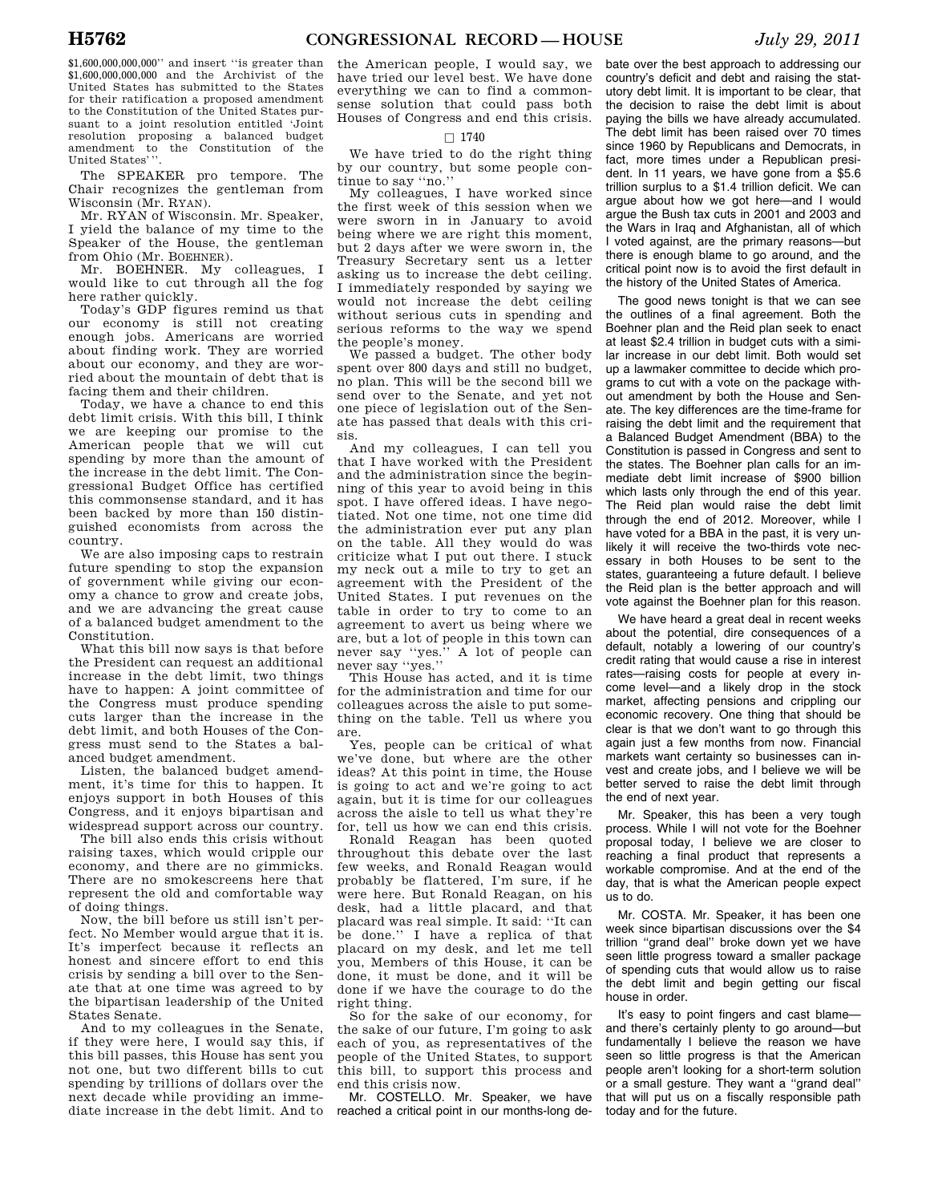$1,600,000,000,000'' and insert ''is greater than $1,600,000,000,000 and the Archivist of the United States has submitted to the States for their ratification a proposed amendment to the Constitution of the United States pursuant to a joint resolution entitled 'Joint resolution proposing a balanced budget amendment to the Constitution of the United States' ''.

The SPEAKER pro tempore. The Chair recognizes the gentleman from Wisconsin (Mr. RYAN).

Mr. RYAN of Wisconsin. Mr. Speaker, I yield the balance of my time to the Speaker of the House, the gentleman from Ohio (Mr. BOEHNER).

Mr. BOEHNER. My colleagues, I would like to cut through all the fog here rather quickly.

Today's GDP figures remind us that our economy is still not creating enough jobs. Americans are worried about finding work. They are worried about our economy, and they are worried about the mountain of debt that is facing them and their children.

Today, we have a chance to end this debt limit crisis. With this bill, I think we are keeping our promise to the American people that we will cut spending by more than the amount of the increase in the debt limit. The Congressional Budget Office has certified this commonsense standard, and it has been backed by more than 150 distinguished economists from across the country.

We are also imposing caps to restrain future spending to stop the expansion of government while giving our economy a chance to grow and create jobs, and we are advancing the great cause of a balanced budget amendment to the Constitution.

What this bill now says is that before the President can request an additional increase in the debt limit, two things have to happen: A joint committee of the Congress must produce spending cuts larger than the increase in the debt limit, and both Houses of the Congress must send to the States a balanced budget amendment.

Listen, the balanced budget amendment, it's time for this to happen. It enjoys support in both Houses of this Congress, and it enjoys bipartisan and widespread support across our country.

The bill also ends this crisis without raising taxes, which would cripple our economy, and there are no gimmicks. There are no smokescreens here that represent the old and comfortable way of doing things.

Now, the bill before us still isn't perfect. No Member would argue that it is. It's imperfect because it reflects an honest and sincere effort to end this crisis by sending a bill over to the Senate that at one time was agreed to by the bipartisan leadership of the United States Senate.

And to my colleagues in the Senate, if they were here, I would say this, if this bill passes, this House has sent you not one, but two different bills to cut spending by trillions of dollars over the next decade while providing an immediate increase in the debt limit. And to the American people, I would say, we have tried our level best. We have done everything we can to find a commonsense solution that could pass both Houses of Congress and end this crisis.

□ 1740

We have tried to do the right thing by our country, but some people continue to say ''no.''

My colleagues, I have worked since the first week of this session when we were sworn in in January to avoid being where we are right this moment, but 2 days after we were sworn in, the Treasury Secretary sent us a letter asking us to increase the debt ceiling. I immediately responded by saying we would not increase the debt ceiling without serious cuts in spending and serious reforms to the way we spend the people's money.

We passed a budget. The other body spent over 800 days and still no budget, no plan. This will be the second bill we send over to the Senate, and yet not one piece of legislation out of the Senate has passed that deals with this crisis.

And my colleagues, I can tell you that I have worked with the President and the administration since the beginning of this year to avoid being in this spot. I have offered ideas. I have negotiated. Not one time, not one time did the administration ever put any plan on the table. All they would do was criticize what I put out there. I stuck my neck out a mile to try to get an agreement with the President of the United States. I put revenues on the table in order to try to come to an agreement to avert us being where we are, but a lot of people in this town can never say ''yes.'' A lot of people can never say ''yes.''

This House has acted, and it is time for the administration and time for our colleagues across the aisle to put something on the table. Tell us where you are.

Yes, people can be critical of what we've done, but where are the other ideas? At this point in time, the House is going to act and we're going to act again, but it is time for our colleagues across the aisle to tell us what they're for, tell us how we can end this crisis.

Ronald Reagan has been quoted throughout this debate over the last few weeks, and Ronald Reagan would probably be flattered, I'm sure, if he were here. But Ronald Reagan, on his desk, had a little placard, and that placard was real simple. It said: ''It can be done.'' I have a replica of that placard on my desk, and let me tell you, Members of this House, it can be done, it must be done, and it will be done if we have the courage to do the right thing.

So for the sake of our economy, for the sake of our future, I'm going to ask each of you, as representatives of the people of the United States, to support this bill, to support this process and end this crisis now.

Mr. COSTELLO. Mr. Speaker, we have reached a critical point in our months-long debate over the best approach to addressing our country's deficit and debt and raising the statutory debt limit. It is important to be clear, that the decision to raise the debt limit is about paying the bills we have already accumulated. The debt limit has been raised over 70 times since 1960 by Republicans and Democrats, in fact, more times under a Republican president. In 11 years, we have gone from a $5.6 trillion surplus to a $1.4 trillion deficit. We can argue about how we got here—and I would argue the Bush tax cuts in 2001 and 2003 and the Wars in Iraq and Afghanistan, all of which I voted against, are the primary reasons—but there is enough blame to go around, and the critical point now is to avoid the first default in the history of the United States of America.

The good news tonight is that we can see the outlines of a final agreement. Both the Boehner plan and the Reid plan seek to enact at least $2.4 trillion in budget cuts with a similar increase in our debt limit. Both would set up a lawmaker committee to decide which programs to cut with a vote on the package without amendment by both the House and Senate. The key differences are the time-frame for raising the debt limit and the requirement that a Balanced Budget Amendment (BBA) to the Constitution is passed in Congress and sent to the states. The Boehner plan calls for an immediate debt limit increase of $900 billion which lasts only through the end of this year. The Reid plan would raise the debt limit through the end of 2012. Moreover, while I have voted for a BBA in the past, it is very unlikely it will receive the two-thirds vote necessary in both Houses to be sent to the states, guaranteeing a future default. I believe the Reid plan is the better approach and will vote against the Boehner plan for this reason.

We have heard a great deal in recent weeks about the potential, dire consequences of a default, notably a lowering of our country's credit rating that would cause a rise in interest rates—raising costs for people at every income level—and a likely drop in the stock market, affecting pensions and crippling our economic recovery. One thing that should be clear is that we don't want to go through this again just a few months from now. Financial markets want certainty so businesses can invest and create jobs, and I believe we will be better served to raise the debt limit through the end of next year.

Mr. Speaker, this has been a very tough process. While I will not vote for the Boehner proposal today, I believe we are closer to reaching a final product that represents a workable compromise. And at the end of the day, that is what the American people expect us to do.

Mr. COSTA. Mr. Speaker, it has been one week since bipartisan discussions over the $4 trillion ''grand deal'' broke down yet we have seen little progress toward a smaller package of spending cuts that would allow us to raise the debt limit and begin getting our fiscal house in order.

It's easy to point fingers and cast blame—and there's certainly plenty to go around—but fundamentally I believe the reason we have seen so little progress is that the American people aren't looking for a short-term solution or a small gesture. They want a ''grand deal'' that will put us on a fiscally responsible path today and for the future.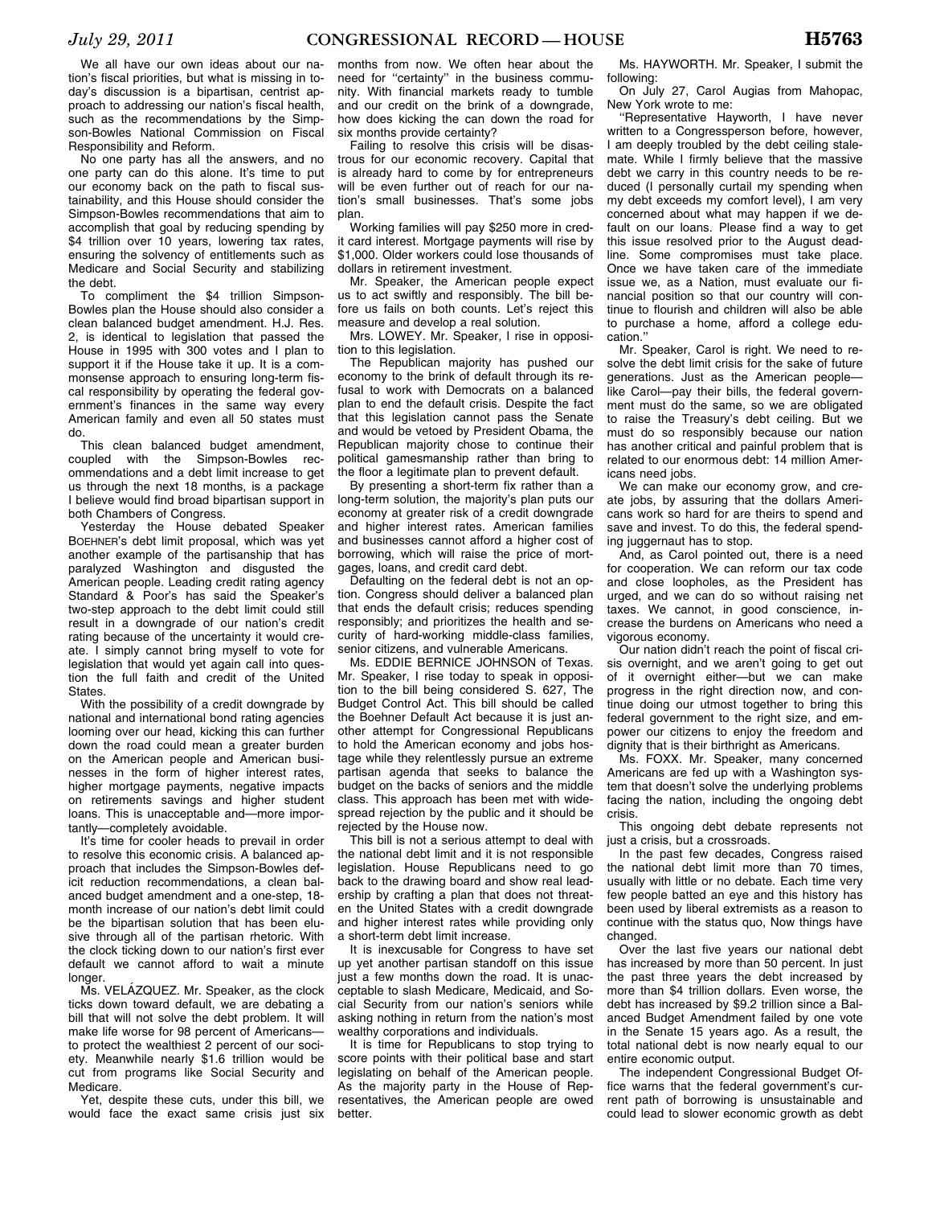We all have our own ideas about our nation's fiscal priorities, but what is missing in today's discussion is a bipartisan, centrist approach to addressing our nation's fiscal health, such as the recommendations by the Simpson-Bowles National Commission on Fiscal Responsibility and Reform.

No one party has all the answers, and no one party can do this alone. It's time to put our economy back on the path to fiscal sustainability, and this House should consider the Simpson-Bowles recommendations that aim to accomplish that goal by reducing spending by $4 trillion over 10 years, lowering tax rates, ensuring the solvency of entitlements such as Medicare and Social Security and stabilizing the debt.

To compliment the $4 trillion Simpson-Bowles plan the House should also consider a clean balanced budget amendment. H.J. Res. 2, is identical to legislation that passed the House in 1995 with 300 votes and I plan to support it if the House take it up. It is a commonsense approach to ensuring long-term fiscal responsibility by operating the federal government's finances in the same way every American family and even all 50 states must do.

This clean balanced budget amendment, coupled with the Simpson-Bowles recommendations and a debt limit increase to get us through the next 18 months, is a package I believe would find broad bipartisan support in both Chambers of Congress.

Yesterday the House debated Speaker BOEHNER's debt limit proposal, which was yet another example of the partisanship that has paralyzed Washington and disgusted the American people. Leading credit rating agency Standard & Poor's has said the Speaker's two-step approach to the debt limit could still result in a downgrade of our nation's credit rating because of the uncertainty it would create. I simply cannot bring myself to vote for legislation that would yet again call into question the full faith and credit of the United States.

With the possibility of a credit downgrade by national and international bond rating agencies looming over our head, kicking this can further down the road could mean a greater burden on the American people and American businesses in the form of higher interest rates, higher mortgage payments, negative impacts on retirements savings and higher student loans. This is unacceptable and—more importantly—completely avoidable.

It's time for cooler heads to prevail in order to resolve this economic crisis. A balanced approach that includes the Simpson-Bowles deficit reduction recommendations, a clean balanced budget amendment and a one-step, 18-month increase of our nation's debt limit could be the bipartisan solution that has been elusive through all of the partisan rhetoric. With the clock ticking down to our nation's first ever default we cannot afford to wait a minute longer.

Ms. VELÁZQUEZ. Mr. Speaker, as the clock ticks down toward default, we are debating a bill that will not solve the debt problem. It will make life worse for 98 percent of Americans—to protect the wealthiest 2 percent of our society. Meanwhile nearly $1.6 trillion would be cut from programs like Social Security and Medicare.

Yet, despite these cuts, under this bill, we would face the exact same crisis just six months from now. We often hear about the need for "certainty" in the business community. With financial markets ready to tumble and our credit on the brink of a downgrade, how does kicking the can down the road for six months provide certainty?

Failing to resolve this crisis will be disastrous for our economic recovery. Capital that is already hard to come by for entrepreneurs will be even further out of reach for our nation's small businesses. That's some jobs plan.

Working families will pay $250 more in credit card interest. Mortgage payments will rise by $1,000. Older workers could lose thousands of dollars in retirement investment.

Mr. Speaker, the American people expect us to act swiftly and responsibly. The bill before us fails on both counts. Let's reject this measure and develop a real solution.

Mrs. LOWEY. Mr. Speaker, I rise in opposition to this legislation.

The Republican majority has pushed our economy to the brink of default through its refusal to work with Democrats on a balanced plan to end the default crisis. Despite the fact that this legislation cannot pass the Senate and would be vetoed by President Obama, the Republican majority chose to continue their political gamesmanship rather than bring to the floor a legitimate plan to prevent default.

By presenting a short-term fix rather than a long-term solution, the majority's plan puts our economy at greater risk of a credit downgrade and higher interest rates. American families and businesses cannot afford a higher cost of borrowing, which will raise the price of mortgages, loans, and credit card debt.

Defaulting on the federal debt is not an option. Congress should deliver a balanced plan that ends the default crisis; reduces spending responsibly; and prioritizes the health and security of hard-working middle-class families, senior citizens, and vulnerable Americans.

Ms. EDDIE BERNICE JOHNSON of Texas. Mr. Speaker, I rise today to speak in opposition to the bill being considered S. 627, The Budget Control Act. This bill should be called the Boehner Default Act because it is just another attempt for Congressional Republicans to hold the American economy and jobs hostage while they relentlessly pursue an extreme partisan agenda that seeks to balance the budget on the backs of seniors and the middle class. This approach has been met with widespread rejection by the public and it should be rejected by the House now.

This bill is not a serious attempt to deal with the national debt limit and it is not responsible legislation. House Republicans need to go back to the drawing board and show real leadership by crafting a plan that does not threaten the United States with a credit downgrade and higher interest rates while providing only a short-term debt limit increase.

It is inexcusable for Congress to have set up yet another partisan standoff on this issue just a few months down the road. It is unacceptable to slash Medicare, Medicaid, and Social Security from our nation's seniors while asking nothing in return from the nation's most wealthy corporations and individuals.

It is time for Republicans to stop trying to score points with their political base and start legislating on behalf of the American people. As the majority party in the House of Representatives, the American people are owed better.

Ms. HAYWORTH. Mr. Speaker, I submit the following:

On July 27, Carol Augias from Mahopac, New York wrote to me:

"Representative Hayworth, I have never written to a Congressperson before, however, I am deeply troubled by the debt ceiling stalemate. While I firmly believe that the massive debt we carry in this country needs to be reduced (I personally curtail my spending when my debt exceeds my comfort level), I am very concerned about what may happen if we default on our loans. Please find a way to get this issue resolved prior to the August deadline. Some compromises must take place. Once we have taken care of the immediate issue we, as a Nation, must evaluate our financial position so that our country will continue to flourish and children will also be able to purchase a home, afford a college education."

Mr. Speaker, Carol is right. We need to resolve the debt limit crisis for the sake of future generations. Just as the American people—like Carol—pay their bills, the federal government must do the same, so we are obligated to raise the Treasury's debt ceiling. But we must do so responsibly because our nation has another critical and painful problem that is related to our enormous debt: 14 million Americans need jobs.

We can make our economy grow, and create jobs, by assuring that the dollars Americans work so hard for are theirs to spend and save and invest. To do this, the federal spending juggernaut has to stop.

And, as Carol pointed out, there is a need for cooperation. We can reform our tax code and close loopholes, as the President has urged, and we can do so without raising net taxes. We cannot, in good conscience, increase the burdens on Americans who need a vigorous economy.

Our nation didn't reach the point of fiscal crisis overnight, and we aren't going to get out of it overnight either—but we can make progress in the right direction now, and continue doing our utmost together to bring this federal government to the right size, and empower our citizens to enjoy the freedom and dignity that is their birthright as Americans.

Ms. FOXX. Mr. Speaker, many concerned Americans are fed up with a Washington system that doesn't solve the underlying problems facing the nation, including the ongoing debt crisis.

This ongoing debt debate represents not just a crisis, but a crossroads.

In the past few decades, Congress raised the national debt limit more than 70 times, usually with little or no debate. Each time very few people batted an eye and this history has been used by liberal extremists as a reason to continue with the status quo, Now things have changed.

Over the last five years our national debt has increased by more than 50 percent. In just the past three years the debt increased by more than $4 trillion dollars. Even worse, the debt has increased by $9.2 trillion since a Balanced Budget Amendment failed by one vote in the Senate 15 years ago. As a result, the total national debt is now nearly equal to our entire economic output.

The independent Congressional Budget Office warns that the federal government's current path of borrowing is unsustainable and could lead to slower economic growth as debt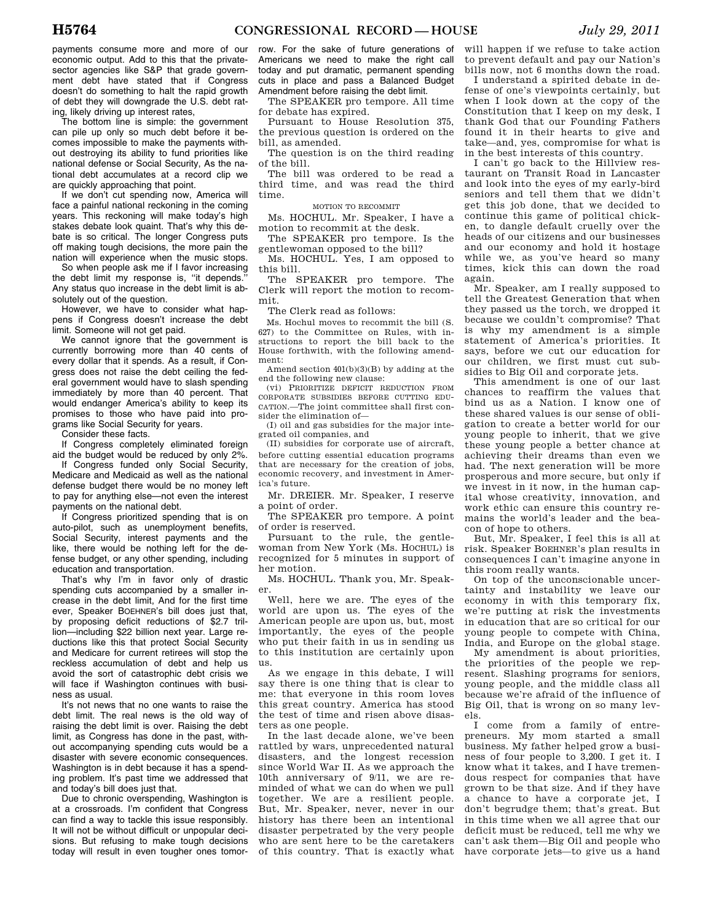payments consume more and more of our economic output. Add to this that the private-sector agencies like S&P that grade government debt have stated that if Congress doesn't do something to halt the rapid growth of debt they will downgrade the U.S. debt rating, likely driving up interest rates,

The bottom line is simple: the government can pile up only so much debt before it becomes impossible to make the payments without destroying its ability to fund priorities like national defense or Social Security, As the national debt accumulates at a record clip we are quickly approaching that point.

If we don't cut spending now, America will face a painful national reckoning in the coming years. This reckoning will make today's high stakes debate look quaint. That's why this debate is so critical. The longer Congress puts off making tough decisions, the more pain the nation will experience when the music stops.

So when people ask me if I favor increasing the debt limit my response is, "it depends." Any status quo increase in the debt limit is absolutely out of the question.

However, we have to consider what happens if Congress doesn't increase the debt limit. Someone will not get paid.

We cannot ignore that the government is currently borrowing more than 40 cents of every dollar that it spends. As a result, if Congress does not raise the debt ceiling the federal government would have to slash spending immediately by more than 40 percent. That would endanger America's ability to keep its promises to those who have paid into programs like Social Security for years.

Consider these facts.

If Congress completely eliminated foreign aid the budget would be reduced by only 2%.

If Congress funded only Social Security, Medicare and Medicaid as well as the national defense budget there would be no money left to pay for anything else—not even the interest payments on the national debt.

If Congress prioritized spending that is on auto-pilot, such as unemployment benefits, Social Security, interest payments and the like, there would be nothing left for the defense budget, or any other spending, including education and transportation.

That's why I'm in favor only of drastic spending cuts accompanied by a smaller increase in the debt limit, And for the first time ever, Speaker BOEHNER's bill does just that, by proposing deficit reductions of $2.7 trillion—including $22 billion next year. Large reductions like this that protect Social Security and Medicare for current retirees will stop the reckless accumulation of debt and help us avoid the sort of catastrophic debt crisis we will face if Washington continues with business as usual.

It's not news that no one wants to raise the debt limit. The real news is the old way of raising the debt limit is over. Raising the debt limit, as Congress has done in the past, without accompanying spending cuts would be a disaster with severe economic consequences. Washington is in debt because it has a spending problem. It's past time we addressed that and today's bill does just that.

Due to chronic overspending, Washington is at a crossroads. I'm confident that Congress can find a way to tackle this issue responsibly. It will not be without difficult or unpopular decisions. But refusing to make tough decisions today will result in even tougher ones tomorrow. For the sake of future generations of Americans we need to make the right call today and put dramatic, permanent spending cuts in place and pass a Balanced Budget Amendment before raising the debt limit.

The SPEAKER pro tempore. All time for debate has expired.

Pursuant to House Resolution 375, the previous question is ordered on the bill, as amended.

The question is on the third reading of the bill.

The bill was ordered to be read a third time, and was read the third time.

MOTION TO RECOMMIT

Ms. HOCHUL. Mr. Speaker, I have a motion to recommit at the desk.

The SPEAKER pro tempore. Is the gentlewoman opposed to the bill?

Ms. HOCHUL. Yes, I am opposed to this bill.

The SPEAKER pro tempore. The Clerk will report the motion to recommit.

The Clerk read as follows:

Ms. Hochul moves to recommit the bill (S. 627) to the Committee on Rules, with instructions to report the bill back to the House forthwith, with the following amendment:

Amend section 401(b)(3)(B) by adding at the end the following new clause:

(vi) PRIORITIZE DEFICIT REDUCTION FROM CORPORATE SUBSIDIES BEFORE CUTTING EDUCATION.—The joint committee shall first consider the elimination of—

(I) oil and gas subsidies for the major integrated oil companies, and

(II) subsidies for corporate use of aircraft, before cutting essential education programs that are necessary for the creation of jobs, economic recovery, and investment in America's future.

Mr. DREIER. Mr. Speaker, I reserve a point of order.

The SPEAKER pro tempore. A point of order is reserved.

Pursuant to the rule, the gentlewoman from New York (Ms. HOCHUL) is recognized for 5 minutes in support of her motion.

Ms. HOCHUL. Thank you, Mr. Speaker.

Well, here we are. The eyes of the world are upon us. The eyes of the American people are upon us, but, most importantly, the eyes of the people who put their faith in us in sending us to this institution are certainly upon us.

As we engage in this debate, I will say there is one thing that is clear to me: that everyone in this room loves this great country. America has stood the test of time and risen above disasters as one people.

In the last decade alone, we've been rattled by wars, unprecedented natural disasters, and the longest recession since World War II. As we approach the 10th anniversary of 9/11, we are reminded of what we can do when we pull together. We are a resilient people. But, Mr. Speaker, never, never in our history has there been an intentional disaster perpetrated by the very people who are sent here to be the caretakers of this country. That is exactly what will happen if we refuse to take action to prevent default and pay our Nation's bills now, not 6 months down the road.

I understand a spirited debate in defense of one's viewpoints certainly, but when I look down at the copy of the Constitution that I keep on my desk, I thank God that our Founding Fathers found it in their hearts to give and take—and, yes, compromise for what is in the best interests of this country.

I can't go back to the Hillview restaurant on Transit Road in Lancaster and look into the eyes of my early-bird seniors and tell them that we didn't get this job done, that we decided to continue this game of political chicken, to dangle default cruelly over the heads of our citizens and our businesses and our economy and hold it hostage while we, as you've heard so many times, kick this can down the road again.

Mr. Speaker, am I really supposed to tell the Greatest Generation that when they passed us the torch, we dropped it because we couldn't compromise? That is why my amendment is a simple statement of America's priorities. It says, before we cut our education for our children, we first must cut subsidies to Big Oil and corporate jets.

This amendment is one of our last chances to reaffirm the values that bind us as a Nation. I know one of these shared values is our sense of obligation to create a better world for our young people to inherit, that we give these young people a better chance at achieving their dreams than even we had. The next generation will be more prosperous and more secure, but only if we invest in it now, in the human capital whose creativity, innovation, and work ethic can ensure this country remains the world's leader and the beacon of hope to others.

But, Mr. Speaker, I feel this is all at risk. Speaker BOEHNER's plan results in consequences I can't imagine anyone in this room really wants.

On top of the unconscionable uncertainty and instability we leave our economy in with this temporary fix, we're putting at risk the investments in education that are so critical for our young people to compete with China, India, and Europe on the global stage.

My amendment is about priorities, the priorities of the people we represent. Slashing programs for seniors, young people, and the middle class all because we're afraid of the influence of Big Oil, that is wrong on so many levels.

I come from a family of entrepreneurs. My mom started a small business. My father helped grow a business of four people to 3,200. I get it. I know what it takes, and I have tremendous respect for companies that have grown to be that size. And if they have a chance to have a corporate jet, I don't begrudge them; that's great. But in this time when we all agree that our deficit must be reduced, tell me why we can't ask them—Big Oil and people who have corporate jets—to give us a hand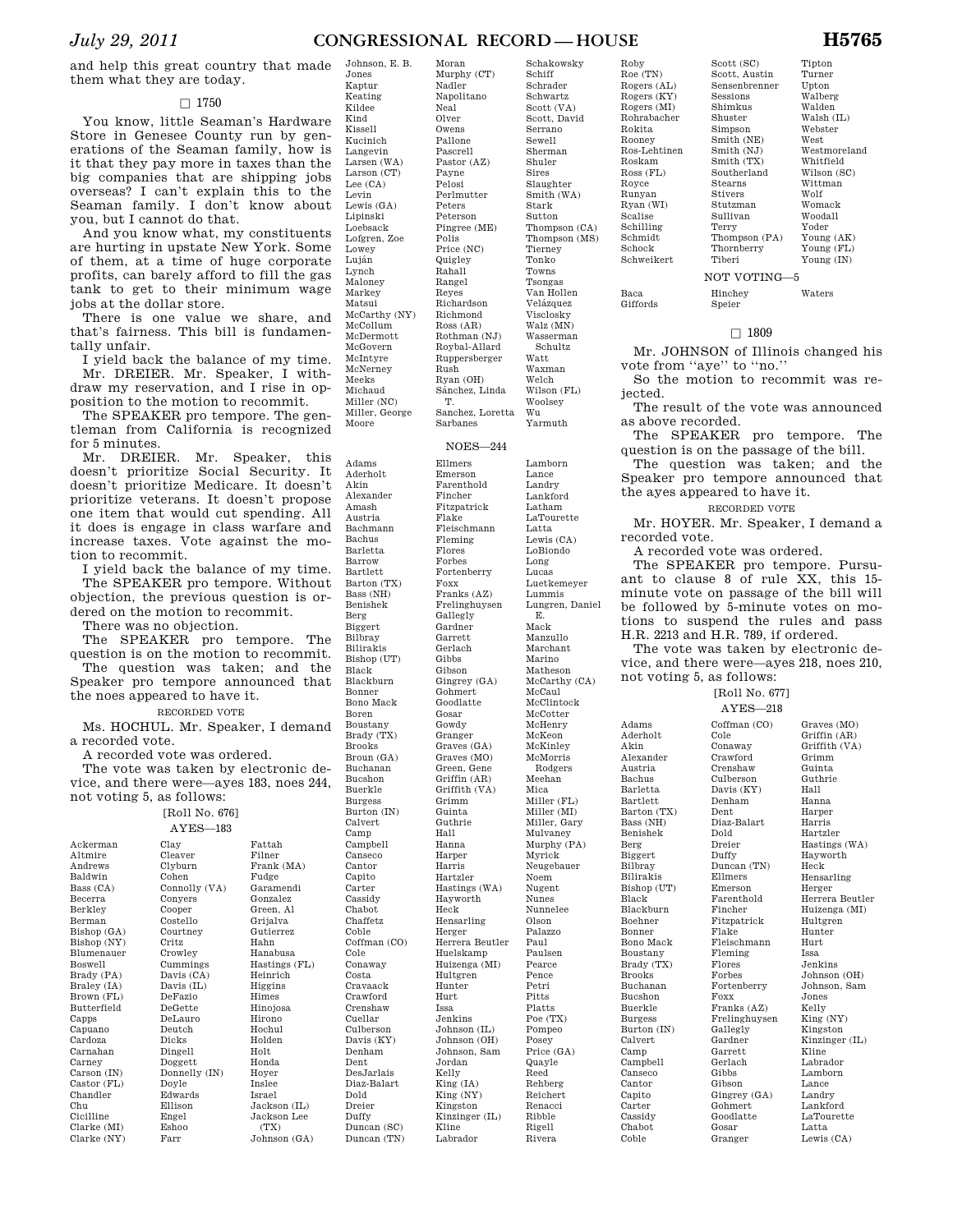and help this great country that made them what they are today.

□ 1750

You know, little Seaman's Hardware Store in Genesee County run by generations of the Seaman family, how is it that they pay more in taxes than the big companies that are shipping jobs overseas? I can't explain this to the Seaman family. I don't know about you, but I cannot do that.

And you know what, my constituents are hurting in upstate New York. Some of them, at a time of huge corporate profits, can barely afford to fill the gas tank to get to their minimum wage jobs at the dollar store.

There is one value we share, and that's fairness. This bill is fundamentally unfair.

I yield back the balance of my time.

Mr. DREIER. Mr. Speaker, I withdraw my reservation, and I rise in opposition to the motion to recommit.

The SPEAKER pro tempore. The gentleman from California is recognized for 5 minutes.

Mr. DREIER. Mr. Speaker, this doesn't prioritize Social Security. It doesn't prioritize Medicare. It doesn't prioritize veterans. It doesn't propose one item that would cut spending. All it does is engage in class warfare and increase taxes. Vote against the motion to recommit.

I yield back the balance of my time.

The SPEAKER pro tempore. Without objection, the previous question is ordered on the motion to recommit.

There was no objection.

The SPEAKER pro tempore. The question is on the motion to recommit.

The question was taken; and the Speaker pro tempore announced that the noes appeared to have it.

RECORDED VOTE

Ms. HOCHUL. Mr. Speaker, I demand a recorded vote.

A recorded vote was ordered.

The vote was taken by electronic device, and there were—ayes 183, noes 244, not voting 5, as follows:

[Roll No. 676]

AYES—183

Ackerman
Altmire
Andrews
Baldwin
Bass (CA)
Becerra
Berkley
Berman
Bishop (GA)
Bishop (NY)
Blumenauer
Boswell
Brady (PA)
Braley (IA)
Brown (FL)
Butterfield
Capps
Capuano
Cardoza
Carnahan
Carney
Carson (IN)
Castor (FL)
Chandler
Chu
Cicilline
Clarke (MI)
Clarke (NY)
Clay
Cleaver
Clyburn
Cohen
Connolly (VA)
Conyers
Cooper
Costello
Courtney
Critz
Crowley
Cummings
Davis (CA)
Davis (IL)
DeFazio
DeGette
DeLauro
Deutch
Dicks
Dingell
Doggett
Donnelly (IN)
Doyle
Edwards
Ellison
Engel
Eshoo
Farr
Fattah
Filner
Frank (MA)
Fudge
Garamendi
Gonzalez
Green, Al
Grijalva
Gutierrez
Hahn
Hanabusa
Hastings (FL)
Heinrich
Higgins
Himes
Hinojosa
Hirono
Hochul
Holden
Holt
Honda
Hoyer
Inslee
Israel
Jackson (IL)
Jackson Lee (TX)
Johnson (GA)
Johnson, E. B.
Jones
Kaptur
Keating
Kildee
Kind
Kissell
Kucinich
Langevin
Larsen (WA)
Larson (CT)
Lee (CA)
Levin
Lewis (GA)
Lipinski
Loebsack
Lofgren, Zoe
Lowey
Luján
Lynch
Maloney
Markey
Matsui
McCarthy (NY)
McCollum
McDermott
McGovern
McIntyre
McNerney
Meeks
Michaud
Miller (NC)
Miller, George
Moore
Moran
Murphy (CT)
Nadler
Napolitano
Neal
Olver
Owens
Pallone
Pascrell
Pastor (AZ)
Payne
Pelosi
Perlmutter
Peters
Peterson
Pingree (ME)
Polis
Price (NC)
Quigley
Rahall
Rangel
Reyes
Richardson
Richmond
Ross (AR)
Rothman (NJ)
Roybal-Allard
Ruppersberger
Rush
Ryan (OH)
Sánchez, Linda T.
Sanchez, Loretta
Sarbanes
Schakowsky
Schiff
Schrader
Schwartz
Scott (VA)
Scott, David
Serrano
Sewell
Sherman
Shuler
Sires
Slaughter
Smith (WA)
Stark
Sutton
Thompson (CA)
Thompson (MS)
Tierney
Tonko
Towns
Tsongas
Van Hollen
Velázquez
Visclosky
Walz (MN)
Wasserman Schultz
Watt
Waxman
Welch
Wilson (FL)
Woolsey
Wu
Yarmuth

NOES—244

Adams
Aderholt
Akin
Alexander
Amash
Austria
Bachmann
Bachus
Barletta
Barrow
Bartlett
Barton (TX)
Bass (NH)
Benishek
Berg
Biggert
Bilbray
Bilirakis
Bishop (UT)
Black
Blackburn
Bonner
Bono Mack
Boren
Boustany
Brady (TX)
Brooks
Broun (GA)
Buchanan
Bucshon
Buerkle
Burgess
Burton (IN)
Calvert
Camp
Campbell
Canseco
Cantor
Capito
Carter
Cassidy
Chabot
Chaffetz
Coble
Coffman (CO)
Cole
Conaway
Costa
Cravaack
Crawford
Crenshaw
Cuellar
Culberson
Davis (KY)
Denham
Dent
DesJarlais
Diaz-Balart
Dold
Dreier
Duffy
Duncan (SC)
Duncan (TN)
Ellmers
Emerson
Farenthold
Fincher
Fitzpatrick
Flake
Fleischmann
Fleming
Flores
Forbes
Fortenberry
Foxx
Franks (AZ)
Frelinghuysen
Gallegly
Gardner
Garrett
Gerlach
Gibbs
Gibson
Gingrey (GA)
Gohmert
Goodlatte
Gosar
Gowdy
Granger
Graves (GA)
Graves (MO)
Green, Gene
Griffin (AR)
Griffith (VA)
Grimm
Guinta
Guthrie
Hall
Hanna
Harper
Harris
Hartzler
Hastings (WA)
Hayworth
Heck
Hensarling
Herger
Herrera Beutler
Huelskamp
Huizenga (MI)
Hultgren
Hunter
Hurt
Issa
Jenkins
Johnson (IL)
Johnson (OH)
Johnson, Sam
Jordan
Kelly
King (IA)
King (NY)
Kingston
Kinzinger (IL)
Kline
Labrador
Lamborn
Lance
Landry
Lankford
Latham
LaTourette
Latta
Lewis (CA)
LoBiondo
Long
Lucas
Luetkemeyer
Lummis
Lungren, Daniel E.
Mack
Manzullo
Marchant
Marino
Matheson
McCarthy (CA)
McCaul
McClintock
McCotter
McHenry
McKeon
McKinley
McMorris Rodgers
Meehan
Mica
Miller (FL)
Miller (MI)
Miller, Gary
Mulvaney
Murphy (PA)
Myrick
Neugebauer
Noem
Nugent
Nunes
Nunnelee
Olson
Palazzo
Paul
Paulsen
Pearce
Pence
Petri
Pitts
Platts
Poe (TX)
Pompeo
Posey
Price (GA)
Quayle
Reed
Rehberg
Reichert
Renacci
Ribble
Rigell
Rivera
Roby
Roe (TN)
Rogers (AL)
Rogers (KY)
Rogers (MI)
Rohrabacher
Rokita
Rooney
Ros-Lehtinen
Roskam
Ross (FL)
Royce
Runyan
Ryan (WI)
Scalise
Schilling
Schmidt
Schock
Schweikert
Scott (SC)
Scott, Austin
Sensenbrenner
Sessions
Shimkus
Shuster
Simpson
Smith (NE)
Smith (NJ)
Smith (TX)
Southerland
Stearns
Stivers
Stutzman
Sullivan
Terry
Thompson (PA)
Thornberry
Tiberi
Tipton
Turner
Upton
Walberg
Walden
Walsh (IL)
Webster
West
Westmoreland
Whitfield
Wilson (SC)
Wittman
Wolf
Womack
Woodall
Yoder
Young (AK)
Young (FL)
Young (IN)

NOT VOTING—5

Baca
Giffords
Hinchey
Speier
Waters

□ 1809

Mr. JOHNSON of Illinois changed his vote from ''aye'' to ''no.''

So the motion to recommit was rejected.

The result of the vote was announced as above recorded.

The SPEAKER pro tempore. The question is on the passage of the bill.

The question was taken; and the Speaker pro tempore announced that the ayes appeared to have it.

RECORDED VOTE

Mr. HOYER. Mr. Speaker, I demand a recorded vote.

A recorded vote was ordered.

The SPEAKER pro tempore. Pursuant to clause 8 of rule XX, this 15-minute vote on passage of the bill will be followed by 5-minute votes on motions to suspend the rules and pass H.R. 2213 and H.R. 789, if ordered.

The vote was taken by electronic device, and there were—ayes 218, noes 210, not voting 5, as follows:

[Roll No. 677]

AYES—218

Adams
Aderholt
Akin
Alexander
Austria
Bachus
Barletta
Bartlett
Barton (TX)
Bass (NH)
Benishek
Berg
Biggert
Bilbray
Bilirakis
Bishop (UT)
Black
Blackburn
Boehner
Bonner
Bono Mack
Boustany
Brady (TX)
Brooks
Buchanan
Bucshon
Buerkle
Burgess
Burton (IN)
Calvert
Camp
Campbell
Canseco
Cantor
Capito
Carter
Cassidy
Chabot
Coble
Coffman (CO)
Cole
Conaway
Crawford
Crenshaw
Culberson
Davis (KY)
Denham
Dent
Diaz-Balart
Dold
Dreier
Duffy
Duncan (TN)
Ellmers
Emerson
Farenthold
Fincher
Fitzpatrick
Flake
Fleischmann
Fleming
Flores
Forbes
Fortenberry
Foxx
Franks (AZ)
Frelinghuysen
Gallegly
Gardner
Garrett
Gerlach
Gibbs
Gibson
Gingrey (GA)
Gohmert
Goodlatte
Gosar
Granger
Graves (MO)
Griffin (AR)
Griffith (VA)
Grimm
Guinta
Guthrie
Hall
Hanna
Harper
Harris
Hartzler
Hastings (WA)
Hayworth
Heck
Hensarling
Herger
Herrera Beutler
Huizenga (MI)
Hultgren
Hunter
Hurt
Issa
Jenkins
Johnson (OH)
Johnson, Sam
Jones
Kelly
King (NY)
Kingston
Kinzinger (IL)
Kline
Labrador
Lamborn
Lance
Landry
Lankford
LaTourette
Latta
Lewis (CA)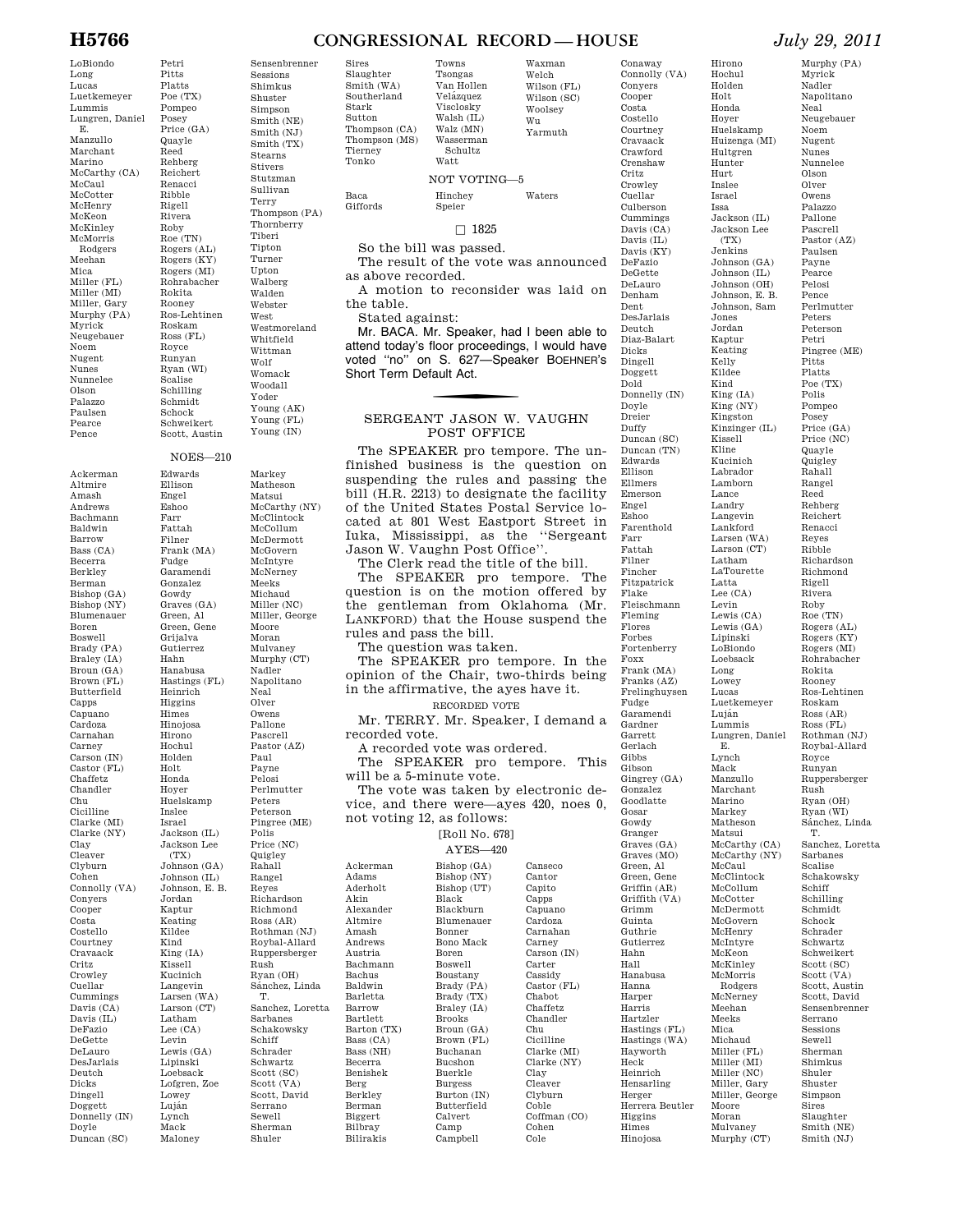LoBiondo
Long
Lucas
Luetkemeyer
Lummis
Lungren, Daniel E.
Manzullo
Marchant
Marino
McCarthy (CA)
McCaul
McCotter
McHenry
McKeon
McKinley
McMorris Rodgers
Meehan
Mica
Miller (FL)
Miller (MI)
Miller, Gary
Murphy (PA)
Myrick
Neugebauer
Noem
Nugent
Nunes
Nunnelee
Olson
Palazzo
Paulsen
Pearce
Pence
Petri
Pitts
Platts
Poe (TX)
Pompeo
Posey
Price (GA)
Quayle
Reed
Rehberg
Reichert
Renacci
Ribble
Rigell
Rivera
Roby
Roe (TN)
Rogers (AL)
Rogers (KY)
Rogers (MI)
Rohrabacher
Rokita
Rooney
Ros-Lehtinen
Roskam
Ross (FL)
Royce
Runyan
Ryan (WI)
Scalise
Schilling
Schmidt
Schock
Schweikert
Scott, Austin
Sensenbrenner
Sessions
Shimkus
Shuster
Simpson
Smith (NE)
Smith (NJ)
Smith (TX)
Stearns
Stivers
Stutzman
Sullivan
Terry
Thompson (PA)
Thornberry
Tiberi
Tipton
Turner
Upton
Walberg
Walden
Webster
West
Westmoreland
Whitfield
Wittman
Wolf
Womack
Woodall
Yoder
Young (AK)
Young (FL)
Young (IN)

NOES—210

Ackerman
Altmire
Amash
Andrews
Bachmann
Baldwin
Barrow
Bass (CA)
Becerra
Berkley
Berman
Bishop (GA)
Bishop (NY)
Blumenauer
Boren
Boswell
Brady (PA)
Braley (IA)
Broun (GA)
Brown (FL)
Butterfield
Capps
Capuano
Cardoza
Carnahan
Carney
Carson (IN)
Castor (FL)
Chaffetz
Chandler
Chu
Cicilline
Clarke (MI)
Clarke (NY)
Clay
Cleaver
Clyburn
Cohen
Connolly (VA)
Conyers
Cooper
Costa
Costello
Courtney
Cravaack
Critz
Crowley
Cuellar
Cummings
Davis (CA)
Davis (IL)
DeFazio
DeGette
DeLauro
DesJarlais
Deutch
Dicks
Dingell
Doggett
Donnelly (IN)
Doyle
Duncan (SC)
Edwards
Ellison
Engel
Eshoo
Farr
Fattah
Filner
Frank (MA)
Fudge
Garamendi
Gonzalez
Gowdy
Graves (GA)
Green, Al
Green, Gene
Grijalva
Gutierrez
Hahn
Hanabusa
Hastings (FL)
Heinrich
Higgins
Himes
Hinojosa
Hirono
Hochul
Holden
Holt
Honda
Hoyer
Huelskamp
Inslee
Israel
Jackson (IL)
Jackson Lee (TX)
Johnson (GA)
Johnson (IL)
Johnson, E. B.
Jordan
Kaptur
Keating
Kildee
Kind
King (IA)
Kissell
Kucinich
Langevin
Larsen (WA)
Larson (CT)
Latham
Lee (CA)
Levin
Lewis (GA)
Lipinski
Loebsack
Lofgren, Zoe
Lowey
Luján
Lynch
Mack
Maloney
Markey
Matheson
Matsui
McCarthy (NY)
McClintock
McCollum
McDermott
McGovern
McIntyre
McNerney
Meeks
Michaud
Miller (NC)
Miller, George
Moore
Moran
Mulvaney
Murphy (CT)
Nadler
Napolitano
Neal
Olver
Owens
Pallone
Pascrell
Pastor (AZ)
Paul
Payne
Pelosi
Perlmutter
Peters
Peterson
Pingree (ME)
Polis
Price (NC)
Quigley
Rahall
Rangel
Reyes
Richardson
Richmond
Ross (AR)
Rothman (NJ)
Roybal-Allard
Ruppersberger
Rush
Ryan (OH)
Sánchez, Linda T.
Sanchez, Loretta
Sarbanes
Schakowsky
Schiff
Schrader
Schwartz
Scott (SC)
Scott (VA)
Scott, David
Serrano
Sewell
Sherman
Shuler
Sires
Slaughter
Smith (WA)
Southerland
Stark
Sutton
Thompson (CA)
Thompson (MS)
Tierney
Tonko
Towns
Tsongas
Van Hollen
Velázquez
Visclosky
Walsh (IL)
Walz (MN)
Wasserman Schultz
Watt
Waxman
Welch
Wilson (FL)
Wilson (SC)
Woolsey
Wu
Yarmuth

NOT VOTING—5

Baca
Giffords
Hinchey
Speier
Waters

□ 1825

So the bill was passed.

The result of the vote was announced as above recorded.

A motion to reconsider was laid on the table.

Stated against:

Mr. BACA. Mr. Speaker, had I been able to attend today's floor proceedings, I would have voted "no" on S. 627—Speaker BOEHNER's Short Term Default Act.

## SERGEANT JASON W. VAUGHN POST OFFICE

The SPEAKER pro tempore. The unfinished business is the question on suspending the rules and passing the bill (H.R. 2213) to designate the facility of the United States Postal Service located at 801 West Eastport Street in Iuka, Mississippi, as the "Sergeant Jason W. Vaughn Post Office".

The Clerk read the title of the bill.

The SPEAKER pro tempore. The question is on the motion offered by the gentleman from Oklahoma (Mr. LANKFORD) that the House suspend the rules and pass the bill.

The question was taken.

The SPEAKER pro tempore. In the opinion of the Chair, two-thirds being in the affirmative, the ayes have it.

RECORDED VOTE

Mr. TERRY. Mr. Speaker, I demand a recorded vote.

A recorded vote was ordered.

The SPEAKER pro tempore. This will be a 5-minute vote.

The vote was taken by electronic device, and there were—ayes 420, noes 0, not voting 12, as follows:

[Roll No. 678]

AYES—420

Ackerman
Adams
Aderholt
Akin
Alexander
Altmire
Amash
Andrews
Austria
Bachmann
Bachus
Baldwin
Barletta
Barrow
Bartlett
Barton (TX)
Bass (CA)
Bass (NH)
Becerra
Benishek
Berg
Berkley
Berman
Biggert
Bilbray
Bilirakis
Bishop (GA)
Bishop (NY)
Bishop (UT)
Black
Blackburn
Blumenauer
Bonner
Bono Mack
Boren
Boswell
Boustany
Brady (PA)
Brady (TX)
Braley (IA)
Brooks
Broun (GA)
Brown (FL)
Buchanan
Bucshon
Buerkle
Burgess
Burton (IN)
Butterfield
Calvert
Camp
Campbell
Canseco
Cantor
Capito
Capps
Capuano
Cardoza
Carnahan
Carney
Carson (IN)
Carter
Cassidy
Castor (FL)
Chabot
Chaffetz
Chandler
Chu
Cicilline
Clarke (MI)
Clarke (NY)
Clay
Cleaver
Clyburn
Coble
Coffman (CO)
Cohen
Cole
Conaway
Connolly (VA)
Conyers
Cooper
Costa
Costello
Courtney
Cravaack
Crawford
Crenshaw
Critz
Crowley
Cuellar
Culberson
Cummings
Davis (CA)
Davis (IL)
Davis (KY)
DeFazio
DeGette
DeLauro
Denham
Dent
DesJarlais
Deutch
Diaz-Balart
Dicks
Dingell
Doggett
Dold
Donnelly (IN)
Doyle
Dreier
Duffy
Duncan (SC)
Duncan (TN)
Edwards
Ellison
Ellmers
Emerson
Engel
Eshoo
Farenthold
Farr
Fattah
Filner
Fincher
Fitzpatrick
Flake
Fleischmann
Fleming
Flores
Forbes
Fortenberry
Foxx
Frank (MA)
Franks (AZ)
Frelinghuysen
Fudge
Garamendi
Gardner
Garrett
Gerlach
Gibbs
Gibson
Gingrey (GA)
Gonzalez
Goodlatte
Gosar
Gowdy
Granger
Graves (GA)
Graves (MO)
Green, Al
Green, Gene
Griffin (AR)
Griffith (VA)
Grimm
Guinta
Guthrie
Gutierrez
Hahn
Hall
Hanabusa
Hanna
Harper
Harris
Hartzler
Hastings (FL)
Hastings (WA)
Hayworth
Heck
Heinrich
Hensarling
Herger
Herrera Beutler
Higgins
Himes
Hinojosa
Hirono
Hochul
Holden
Holt
Honda
Hoyer
Huelskamp
Huizenga (MI)
Hultgren
Hunter
Hurt
Inslee
Israel
Issa
Jackson (IL)
Jackson Lee (TX)
Jenkins
Johnson (GA)
Johnson (IL)
Johnson (OH)
Johnson, E. B.
Johnson, Sam
Jones
Jordan
Kaptur
Keating
Kelly
Kildee
Kind
King (IA)
King (NY)
Kingston
Kinzinger (IL)
Kissell
Kline
Kucinich
Labrador
Lamborn
Lance
Landry
Langevin
Lankford
Larsen (WA)
Larson (CT)
Latham
LaTourette
Latta
Lee (CA)
Levin
Lewis (CA)
Lewis (GA)
Lipinski
LoBiondo
Loebsack
Long
Lowey
Lucas
Luetkemeyer
Luján
Lummis
Lungren, Daniel E.
Lynch
Mack
Manzullo
Marchant
Marino
Markey
Matheson
Matsui
McCarthy (CA)
McCarthy (NY)
McCaul
McClintock
McCollum
McCotter
McDermott
McGovern
McHenry
McIntyre
McKeon
McKinley
McMorris Rodgers
McNerney
Meehan
Meeks
Mica
Michaud
Miller (FL)
Miller (MI)
Miller (NC)
Miller, Gary
Miller, George
Moore
Moran
Mulvaney
Murphy (CT)
Murphy (PA)
Myrick
Nadler
Napolitano
Neal
Neugebauer
Noem
Nugent
Nunes
Nunnelee
Olson
Olver
Owens
Palazzo
Pallone
Pascrell
Pastor (AZ)
Paulsen
Payne
Pearce
Pelosi
Pence
Perlmutter
Peters
Peterson
Petri
Pingree (ME)
Pitts
Platts
Poe (TX)
Polis
Pompeo
Posey
Price (GA)
Price (NC)
Quayle
Quigley
Rahall
Rangel
Reed
Rehberg
Reichert
Renacci
Reyes
Ribble
Richardson
Richmond
Rigell
Rivera
Roby
Roe (TN)
Rogers (AL)
Rogers (KY)
Rogers (MI)
Rohrabacher
Rokita
Rooney
Ros-Lehtinen
Roskam
Ross (AR)
Ross (FL)
Rothman (NJ)
Roybal-Allard
Royce
Runyan
Ruppersberger
Rush
Ryan (OH)
Ryan (WI)
Sánchez, Linda T.
Sanchez, Loretta
Sarbanes
Scalise
Schakowsky
Schiff
Schilling
Schmidt
Schock
Schrader
Schwartz
Schweikert
Scott (SC)
Scott (VA)
Scott, Austin
Scott, David
Sensenbrenner
Serrano
Sessions
Sewell
Sherman
Shimkus
Shuler
Shuster
Simpson
Sires
Slaughter
Smith (NE)
Smith (NJ)